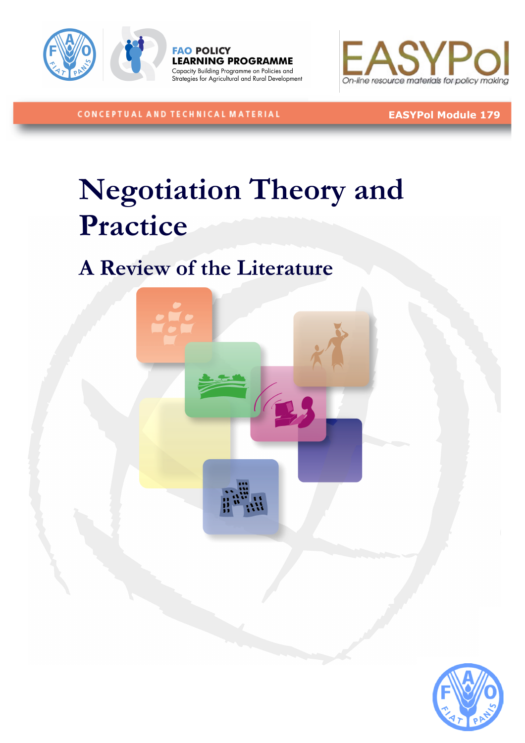FAO POLICY LEARNING PROGRAMME

Capacity Building Programme on Policies and Strategies for Agricultural and Rural Development

EASYPol

On-line resource materials for policy making

CONCEPTUAL AND TECHNICAL MATERIAL

EASYPol Module 179

# Negotiation Theory and Practice

## A Review of the Literature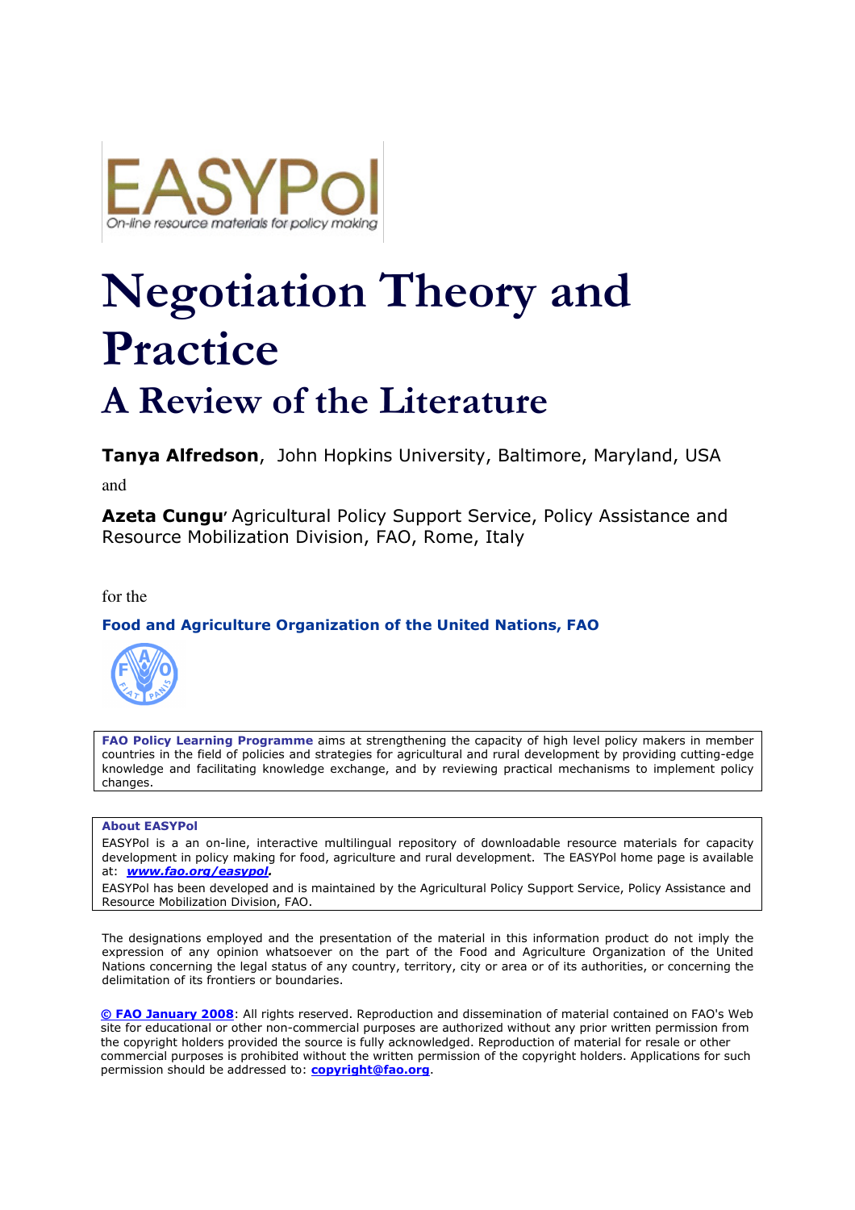EASYPol

On-line resource materials for policy making

# Negotiation Theory and Practice

## A Review of the Literature

**Tanya Alfredson**, John Hopkins University, Baltimore, Maryland, USA

and

**Azeta Cungu**, Agricultural Policy Support Service, Policy Assistance and Resource Mobilization Division, FAO, Rome, Italy

for the

**Food and Agriculture Organization of the United Nations, FAO**

**FAO Policy Learning Programme** aims at strengthening the capacity of high level policy makers in member countries in the field of policies and strategies for agricultural and rural development by providing cutting-edge knowledge and facilitating knowledge exchange, and by reviewing practical mechanisms to implement policy changes.

**About EASYPol**

EASYPol is a an on-line, interactive multilingual repository of downloadable resource materials for capacity development in policy making for food, agriculture and rural development. The EASYPol home page is available at: ***www.fao.org/easypol***.

EASYPol has been developed and is maintained by the Agricultural Policy Support Service, Policy Assistance and Resource Mobilization Division, FAO.

The designations employed and the presentation of the material in this information product do not imply the expression of any opinion whatsoever on the part of the Food and Agriculture Organization of the United Nations concerning the legal status of any country, territory, city or area or of its authorities, or concerning the delimitation of its frontiers or boundaries.

**© FAO January 2008**: All rights reserved. Reproduction and dissemination of material contained on FAO's Web site for educational or other non-commercial purposes are authorized without any prior written permission from the copyright holders provided the source is fully acknowledged. Reproduction of material for resale or other commercial purposes is prohibited without the written permission of the copyright holders. Applications for such permission should be addressed to: **copyright@fao.org**.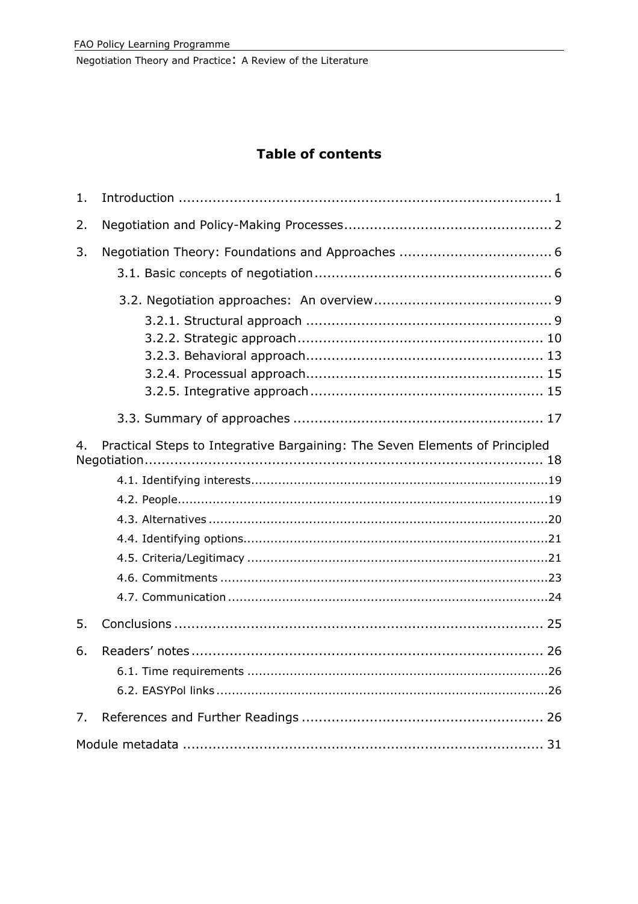## Table of contents

1. Introduction ........................................................................................ 1
2. Negotiation and Policy-Making Processes................................................. 2
3. Negotiation Theory: Foundations and Approaches .................................... 6
   - 3.1. Basic concepts of negotiation ........................................................ 6
   - 3.2. Negotiation approaches: An overview.......................................... 9
     - 3.2.1. Structural approach .......................................................... 9
     - 3.2.2. Strategic approach.......................................................... 10
     - 3.2.3. Behavioral approach........................................................ 13
     - 3.2.4. Processual approach........................................................ 15
     - 3.2.5. Integrative approach ....................................................... 15
   - 3.3. Summary of approaches .......................................................... 17
4. Practical Steps to Integrative Bargaining: The Seven Elements of Principled Negotiation.................................................................................... 18
   - 4.1. Identifying interests..........................................................................19
   - 4.2. People.............................................................................................19
   - 4.3. Alternatives .....................................................................................20
   - 4.4. Identifying options............................................................................21
   - 4.5. Criteria/Legitimacy ...........................................................................21
   - 4.6. Commitments ..................................................................................23
   - 4.7. Communication ................................................................................24
5. Conclusions ........................................................................................ 25
6. Readers' notes .................................................................................... 26
   - 6.1. Time requirements ...........................................................................26
   - 6.2. EASYPol links ...................................................................................26
7. References and Further Readings .......................................................... 26

Module metadata ..................................................................................... 31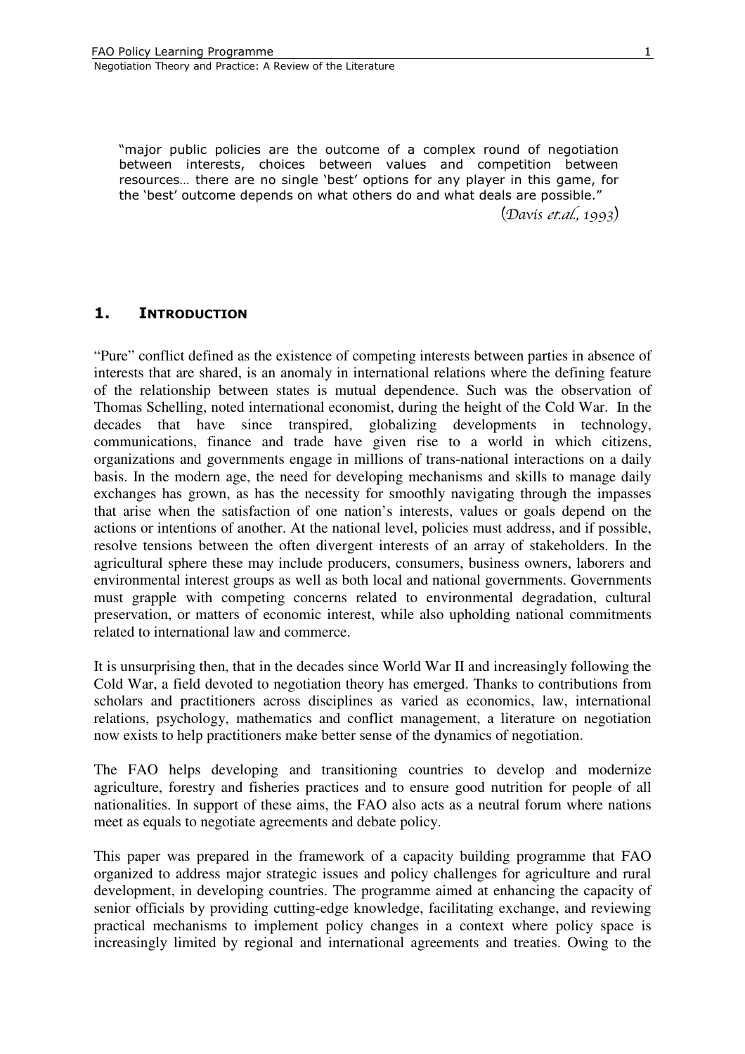"major public policies are the outcome of a complex round of negotiation between interests, choices between values and competition between resources… there are no single 'best' options for any player in this game, for the 'best' outcome depends on what others do and what deals are possible."

(*Davis et.al.*, 1993)

## 1. INTRODUCTION

"Pure" conflict defined as the existence of competing interests between parties in absence of interests that are shared, is an anomaly in international relations where the defining feature of the relationship between states is mutual dependence. Such was the observation of Thomas Schelling, noted international economist, during the height of the Cold War. In the decades that have since transpired, globalizing developments in technology, communications, finance and trade have given rise to a world in which citizens, organizations and governments engage in millions of trans-national interactions on a daily basis. In the modern age, the need for developing mechanisms and skills to manage daily exchanges has grown, as has the necessity for smoothly navigating through the impasses that arise when the satisfaction of one nation's interests, values or goals depend on the actions or intentions of another. At the national level, policies must address, and if possible, resolve tensions between the often divergent interests of an array of stakeholders. In the agricultural sphere these may include producers, consumers, business owners, laborers and environmental interest groups as well as both local and national governments. Governments must grapple with competing concerns related to environmental degradation, cultural preservation, or matters of economic interest, while also upholding national commitments related to international law and commerce.

It is unsurprising then, that in the decades since World War II and increasingly following the Cold War, a field devoted to negotiation theory has emerged. Thanks to contributions from scholars and practitioners across disciplines as varied as economics, law, international relations, psychology, mathematics and conflict management, a literature on negotiation now exists to help practitioners make better sense of the dynamics of negotiation.

The FAO helps developing and transitioning countries to develop and modernize agriculture, forestry and fisheries practices and to ensure good nutrition for people of all nationalities. In support of these aims, the FAO also acts as a neutral forum where nations meet as equals to negotiate agreements and debate policy.

This paper was prepared in the framework of a capacity building programme that FAO organized to address major strategic issues and policy challenges for agriculture and rural development, in developing countries. The programme aimed at enhancing the capacity of senior officials by providing cutting-edge knowledge, facilitating exchange, and reviewing practical mechanisms to implement policy changes in a context where policy space is increasingly limited by regional and international agreements and treaties. Owing to the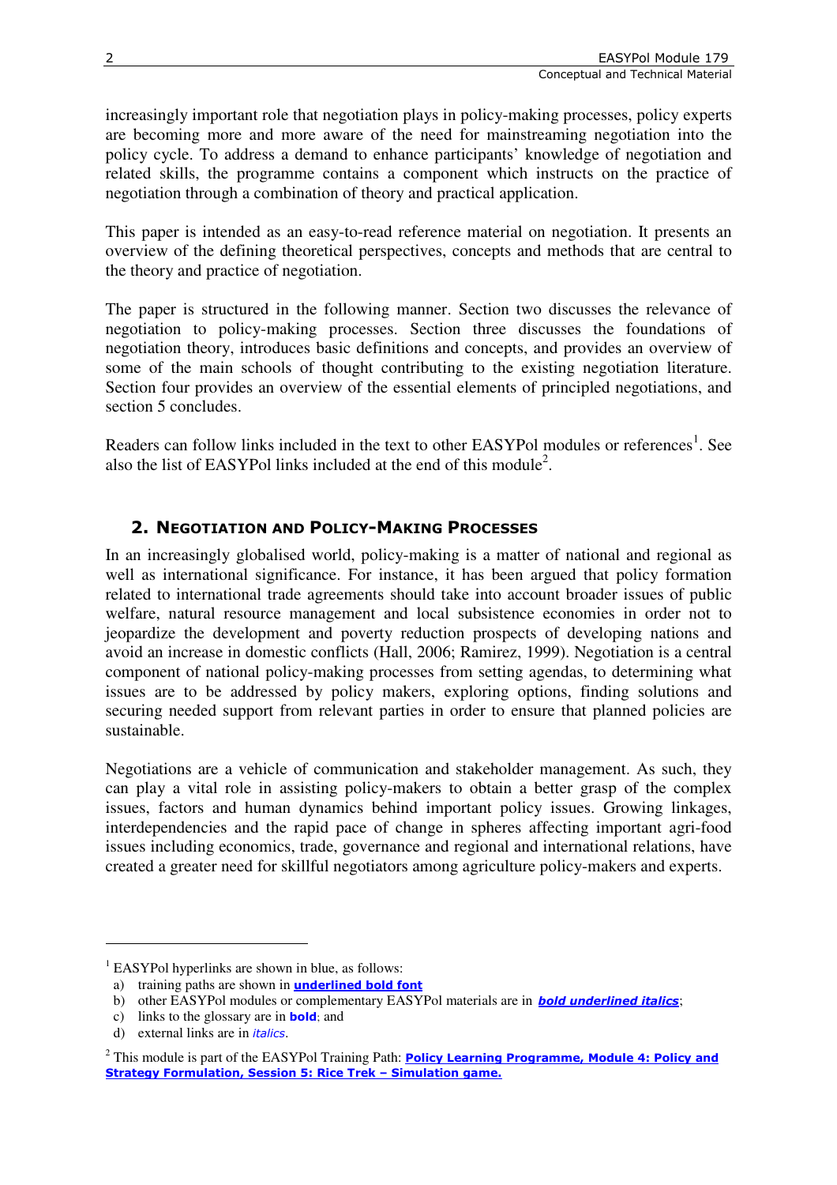increasingly important role that negotiation plays in policy-making processes, policy experts are becoming more and more aware of the need for mainstreaming negotiation into the policy cycle. To address a demand to enhance participants' knowledge of negotiation and related skills, the programme contains a component which instructs on the practice of negotiation through a combination of theory and practical application.

This paper is intended as an easy-to-read reference material on negotiation. It presents an overview of the defining theoretical perspectives, concepts and methods that are central to the theory and practice of negotiation.

The paper is structured in the following manner. Section two discusses the relevance of negotiation to policy-making processes. Section three discusses the foundations of negotiation theory, introduces basic definitions and concepts, and provides an overview of some of the main schools of thought contributing to the existing negotiation literature. Section four provides an overview of the essential elements of principled negotiations, and section 5 concludes.

Readers can follow links included in the text to other EASYPol modules or references[1]. See also the list of EASYPol links included at the end of this module[2].

## 2. Negotiation and Policy-Making Processes

In an increasingly globalised world, policy-making is a matter of national and regional as well as international significance. For instance, it has been argued that policy formation related to international trade agreements should take into account broader issues of public welfare, natural resource management and local subsistence economies in order not to jeopardize the development and poverty reduction prospects of developing nations and avoid an increase in domestic conflicts (Hall, 2006; Ramirez, 1999). Negotiation is a central component of national policy-making processes from setting agendas, to determining what issues are to be addressed by policy makers, exploring options, finding solutions and securing needed support from relevant parties in order to ensure that planned policies are sustainable.

Negotiations are a vehicle of communication and stakeholder management. As such, they can play a vital role in assisting policy-makers to obtain a better grasp of the complex issues, factors and human dynamics behind important policy issues. Growing linkages, interdependencies and the rapid pace of change in spheres affecting important agri-food issues including economics, trade, governance and regional and international relations, have created a greater need for skillful negotiators among agriculture policy-makers and experts.

---

[1] EASYPol hyperlinks are shown in blue, as follows:

a) training paths are shown in **underlined bold font**
b) other EASYPol modules or complementary EASYPol materials are in ***bold underlined italics***;
c) links to the glossary are in **bold**; and
d) external links are in *italics*.

[2] This module is part of the EASYPol Training Path: **Policy Learning Programme, Module 4: Policy and Strategy Formulation, Session 5: Rice Trek – Simulation game.**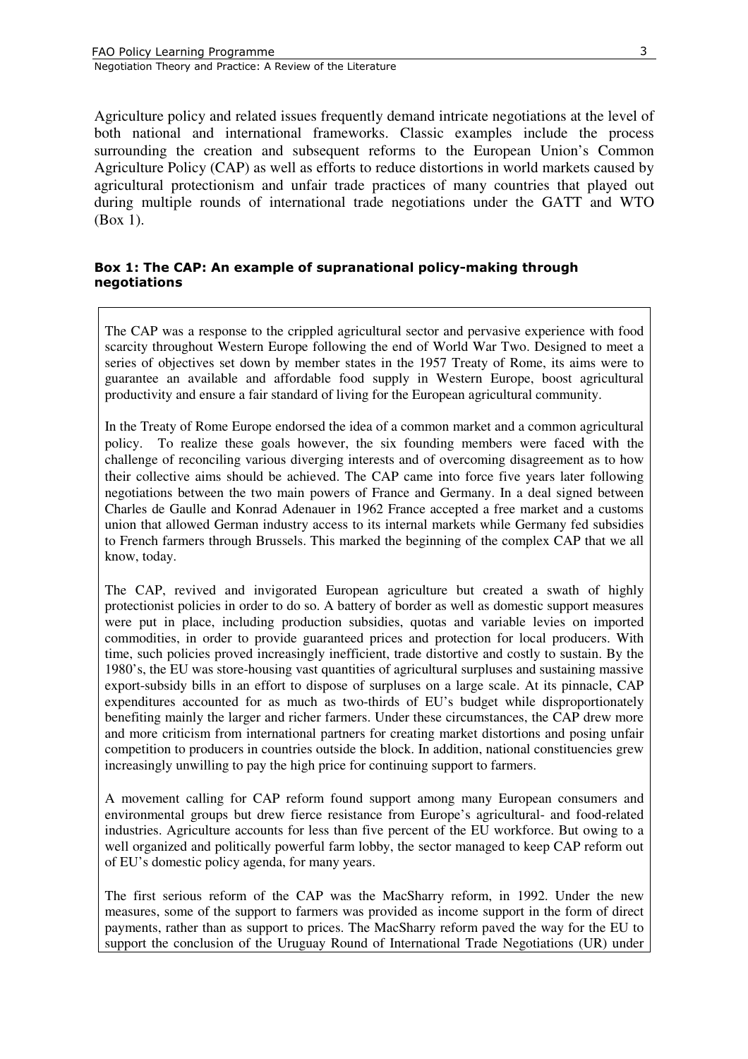Agriculture policy and related issues frequently demand intricate negotiations at the level of both national and international frameworks. Classic examples include the process surrounding the creation and subsequent reforms to the European Union's Common Agriculture Policy (CAP) as well as efforts to reduce distortions in world markets caused by agricultural protectionism and unfair trade practices of many countries that played out during multiple rounds of international trade negotiations under the GATT and WTO (Box 1).

#### Box 1: The CAP: An example of supranational policy-making through negotiations

The CAP was a response to the crippled agricultural sector and pervasive experience with food scarcity throughout Western Europe following the end of World War Two. Designed to meet a series of objectives set down by member states in the 1957 Treaty of Rome, its aims were to guarantee an available and affordable food supply in Western Europe, boost agricultural productivity and ensure a fair standard of living for the European agricultural community.

In the Treaty of Rome Europe endorsed the idea of a common market and a common agricultural policy. To realize these goals however, the six founding members were faced with the challenge of reconciling various diverging interests and of overcoming disagreement as to how their collective aims should be achieved. The CAP came into force five years later following negotiations between the two main powers of France and Germany. In a deal signed between Charles de Gaulle and Konrad Adenauer in 1962 France accepted a free market and a customs union that allowed German industry access to its internal markets while Germany fed subsidies to French farmers through Brussels. This marked the beginning of the complex CAP that we all know, today.

The CAP, revived and invigorated European agriculture but created a swath of highly protectionist policies in order to do so. A battery of border as well as domestic support measures were put in place, including production subsidies, quotas and variable levies on imported commodities, in order to provide guaranteed prices and protection for local producers. With time, such policies proved increasingly inefficient, trade distortive and costly to sustain. By the 1980's, the EU was store-housing vast quantities of agricultural surpluses and sustaining massive export-subsidy bills in an effort to dispose of surpluses on a large scale. At its pinnacle, CAP expenditures accounted for as much as two-thirds of EU's budget while disproportionately benefiting mainly the larger and richer farmers. Under these circumstances, the CAP drew more and more criticism from international partners for creating market distortions and posing unfair competition to producers in countries outside the block. In addition, national constituencies grew increasingly unwilling to pay the high price for continuing support to farmers.

A movement calling for CAP reform found support among many European consumers and environmental groups but drew fierce resistance from Europe's agricultural- and food-related industries. Agriculture accounts for less than five percent of the EU workforce. But owing to a well organized and politically powerful farm lobby, the sector managed to keep CAP reform out of EU's domestic policy agenda, for many years.

The first serious reform of the CAP was the MacSharry reform, in 1992. Under the new measures, some of the support to farmers was provided as income support in the form of direct payments, rather than as support to prices. The MacSharry reform paved the way for the EU to support the conclusion of the Uruguay Round of International Trade Negotiations (UR) under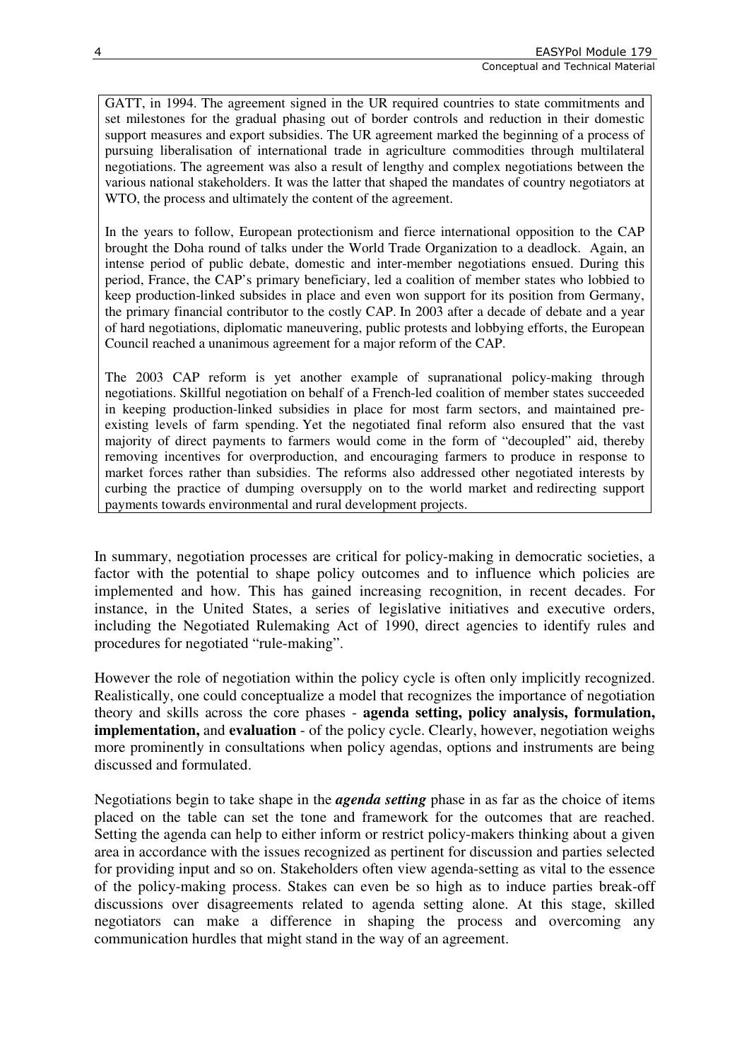GATT, in 1994. The agreement signed in the UR required countries to state commitments and set milestones for the gradual phasing out of border controls and reduction in their domestic support measures and export subsidies. The UR agreement marked the beginning of a process of pursuing liberalisation of international trade in agriculture commodities through multilateral negotiations. The agreement was also a result of lengthy and complex negotiations between the various national stakeholders. It was the latter that shaped the mandates of country negotiators at WTO, the process and ultimately the content of the agreement.

In the years to follow, European protectionism and fierce international opposition to the CAP brought the Doha round of talks under the World Trade Organization to a deadlock. Again, an intense period of public debate, domestic and inter-member negotiations ensued. During this period, France, the CAP's primary beneficiary, led a coalition of member states who lobbied to keep production-linked subsides in place and even won support for its position from Germany, the primary financial contributor to the costly CAP. In 2003 after a decade of debate and a year of hard negotiations, diplomatic maneuvering, public protests and lobbying efforts, the European Council reached a unanimous agreement for a major reform of the CAP.

The 2003 CAP reform is yet another example of supranational policy-making through negotiations. Skillful negotiation on behalf of a French-led coalition of member states succeeded in keeping production-linked subsidies in place for most farm sectors, and maintained pre-existing levels of farm spending. Yet the negotiated final reform also ensured that the vast majority of direct payments to farmers would come in the form of "decoupled" aid, thereby removing incentives for overproduction, and encouraging farmers to produce in response to market forces rather than subsidies. The reforms also addressed other negotiated interests by curbing the practice of dumping oversupply on to the world market and redirecting support payments towards environmental and rural development projects.

In summary, negotiation processes are critical for policy-making in democratic societies, a factor with the potential to shape policy outcomes and to influence which policies are implemented and how. This has gained increasing recognition, in recent decades. For instance, in the United States, a series of legislative initiatives and executive orders, including the Negotiated Rulemaking Act of 1990, direct agencies to identify rules and procedures for negotiated "rule-making".

However the role of negotiation within the policy cycle is often only implicitly recognized. Realistically, one could conceptualize a model that recognizes the importance of negotiation theory and skills across the core phases - **agenda setting, policy analysis, formulation, implementation,** and **evaluation** - of the policy cycle. Clearly, however, negotiation weighs more prominently in consultations when policy agendas, options and instruments are being discussed and formulated.

Negotiations begin to take shape in the ***agenda setting*** phase in as far as the choice of items placed on the table can set the tone and framework for the outcomes that are reached. Setting the agenda can help to either inform or restrict policy-makers thinking about a given area in accordance with the issues recognized as pertinent for discussion and parties selected for providing input and so on. Stakeholders often view agenda-setting as vital to the essence of the policy-making process. Stakes can even be so high as to induce parties break-off discussions over disagreements related to agenda setting alone. At this stage, skilled negotiators can make a difference in shaping the process and overcoming any communication hurdles that might stand in the way of an agreement.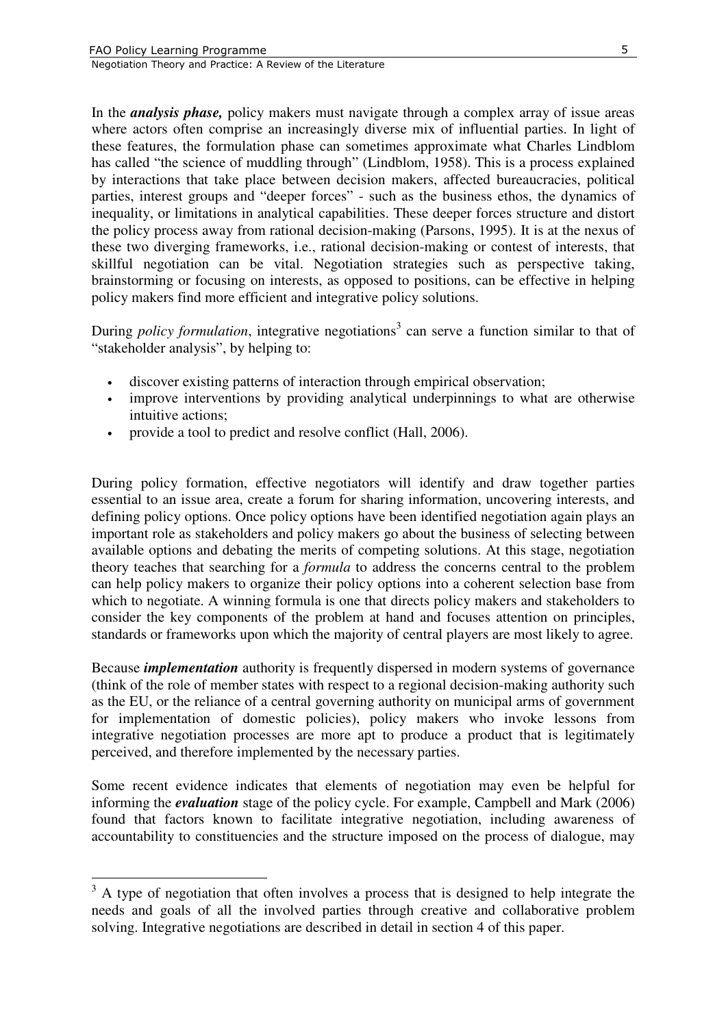In the ***analysis phase,*** policy makers must navigate through a complex array of issue areas where actors often comprise an increasingly diverse mix of influential parties. In light of these features, the formulation phase can sometimes approximate what Charles Lindblom has called "the science of muddling through" (Lindblom, 1958). This is a process explained by interactions that take place between decision makers, affected bureaucracies, political parties, interest groups and "deeper forces" - such as the business ethos, the dynamics of inequality, or limitations in analytical capabilities. These deeper forces structure and distort the policy process away from rational decision-making (Parsons, 1995). It is at the nexus of these two diverging frameworks, i.e., rational decision-making or contest of interests, that skillful negotiation can be vital. Negotiation strategies such as perspective taking, brainstorming or focusing on interests, as opposed to positions, can be effective in helping policy makers find more efficient and integrative policy solutions.

During *policy formulation*, integrative negotiations[3] can serve a function similar to that of "stakeholder analysis", by helping to:

- discover existing patterns of interaction through empirical observation;
- improve interventions by providing analytical underpinnings to what are otherwise intuitive actions;
- provide a tool to predict and resolve conflict (Hall, 2006).

During policy formation, effective negotiators will identify and draw together parties essential to an issue area, create a forum for sharing information, uncovering interests, and defining policy options. Once policy options have been identified negotiation again plays an important role as stakeholders and policy makers go about the business of selecting between available options and debating the merits of competing solutions. At this stage, negotiation theory teaches that searching for a *formula* to address the concerns central to the problem can help policy makers to organize their policy options into a coherent selection base from which to negotiate. A winning formula is one that directs policy makers and stakeholders to consider the key components of the problem at hand and focuses attention on principles, standards or frameworks upon which the majority of central players are most likely to agree.

Because ***implementation*** authority is frequently dispersed in modern systems of governance (think of the role of member states with respect to a regional decision-making authority such as the EU, or the reliance of a central governing authority on municipal arms of government for implementation of domestic policies), policy makers who invoke lessons from integrative negotiation processes are more apt to produce a product that is legitimately perceived, and therefore implemented by the necessary parties.

Some recent evidence indicates that elements of negotiation may even be helpful for informing the ***evaluation*** stage of the policy cycle. For example, Campbell and Mark (2006) found that factors known to facilitate integrative negotiation, including awareness of accountability to constituencies and the structure imposed on the process of dialogue, may

[3] A type of negotiation that often involves a process that is designed to help integrate the needs and goals of all the involved parties through creative and collaborative problem solving. Integrative negotiations are described in detail in section 4 of this paper.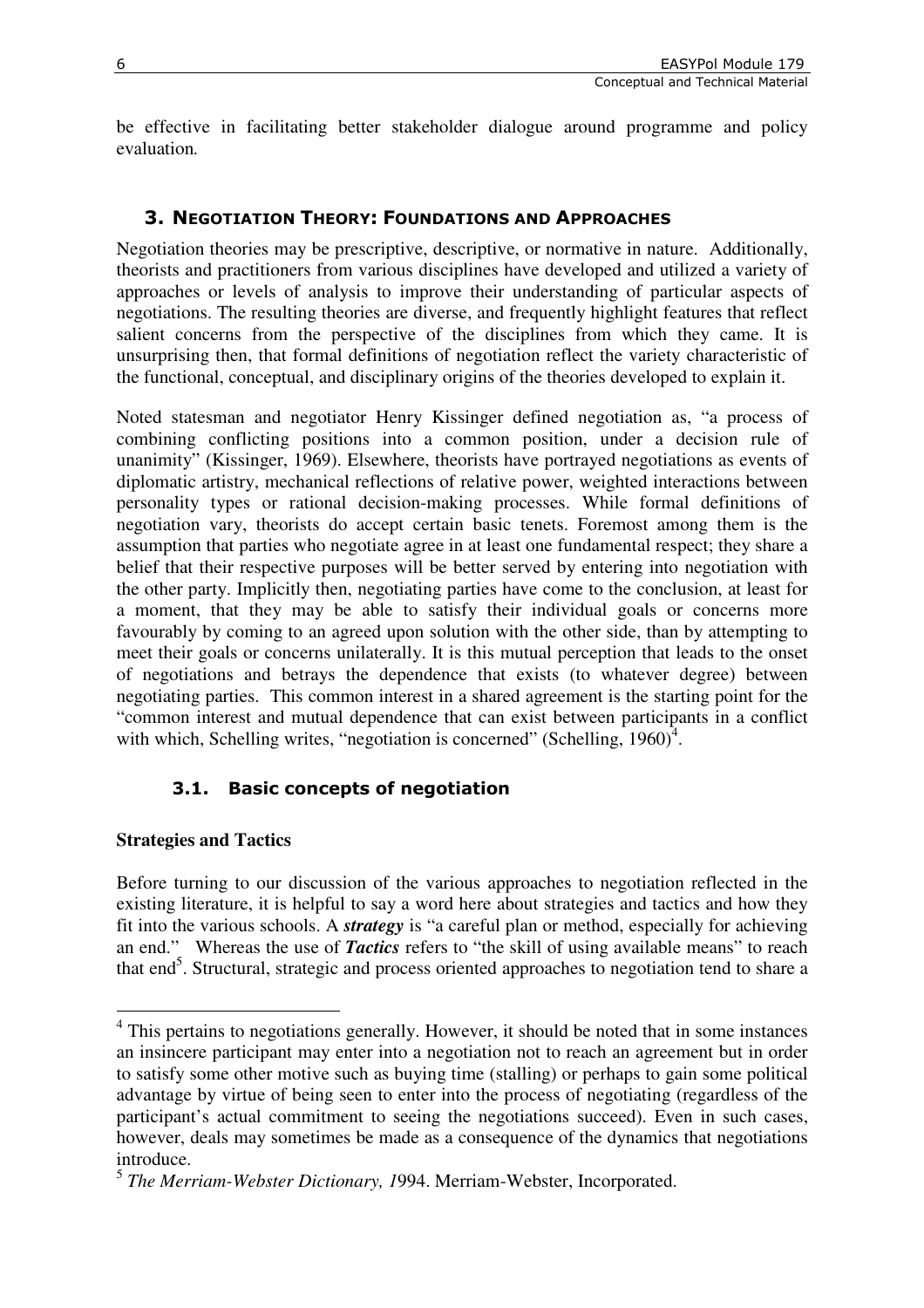be effective in facilitating better stakeholder dialogue around programme and policy evaluation.

## 3. Negotiation Theory: Foundations and Approaches

Negotiation theories may be prescriptive, descriptive, or normative in nature. Additionally, theorists and practitioners from various disciplines have developed and utilized a variety of approaches or levels of analysis to improve their understanding of particular aspects of negotiations. The resulting theories are diverse, and frequently highlight features that reflect salient concerns from the perspective of the disciplines from which they came. It is unsurprising then, that formal definitions of negotiation reflect the variety characteristic of the functional, conceptual, and disciplinary origins of the theories developed to explain it.

Noted statesman and negotiator Henry Kissinger defined negotiation as, "a process of combining conflicting positions into a common position, under a decision rule of unanimity" (Kissinger, 1969). Elsewhere, theorists have portrayed negotiations as events of diplomatic artistry, mechanical reflections of relative power, weighted interactions between personality types or rational decision-making processes. While formal definitions of negotiation vary, theorists do accept certain basic tenets. Foremost among them is the assumption that parties who negotiate agree in at least one fundamental respect; they share a belief that their respective purposes will be better served by entering into negotiation with the other party. Implicitly then, negotiating parties have come to the conclusion, at least for a moment, that they may be able to satisfy their individual goals or concerns more favourably by coming to an agreed upon solution with the other side, than by attempting to meet their goals or concerns unilaterally. It is this mutual perception that leads to the onset of negotiations and betrays the dependence that exists (to whatever degree) between negotiating parties. This common interest in a shared agreement is the starting point for the "common interest and mutual dependence that can exist between participants in a conflict with which, Schelling writes, "negotiation is concerned" (Schelling, 1960)[4].

### 3.1. Basic concepts of negotiation

**Strategies and Tactics**

Before turning to our discussion of the various approaches to negotiation reflected in the existing literature, it is helpful to say a word here about strategies and tactics and how they fit into the various schools. A ***strategy*** is "a careful plan or method, especially for achieving an end." Whereas the use of ***Tactics*** refers to "the skill of using available means" to reach that end[5]. Structural, strategic and process oriented approaches to negotiation tend to share a

---

[4] This pertains to negotiations generally. However, it should be noted that in some instances an insincere participant may enter into a negotiation not to reach an agreement but in order to satisfy some other motive such as buying time (stalling) or perhaps to gain some political advantage by virtue of being seen to enter into the process of negotiating (regardless of the participant's actual commitment to seeing the negotiations succeed). Even in such cases, however, deals may sometimes be made as a consequence of the dynamics that negotiations introduce.

[5] *The Merriam-Webster Dictionary, 1*994. Merriam-Webster, Incorporated.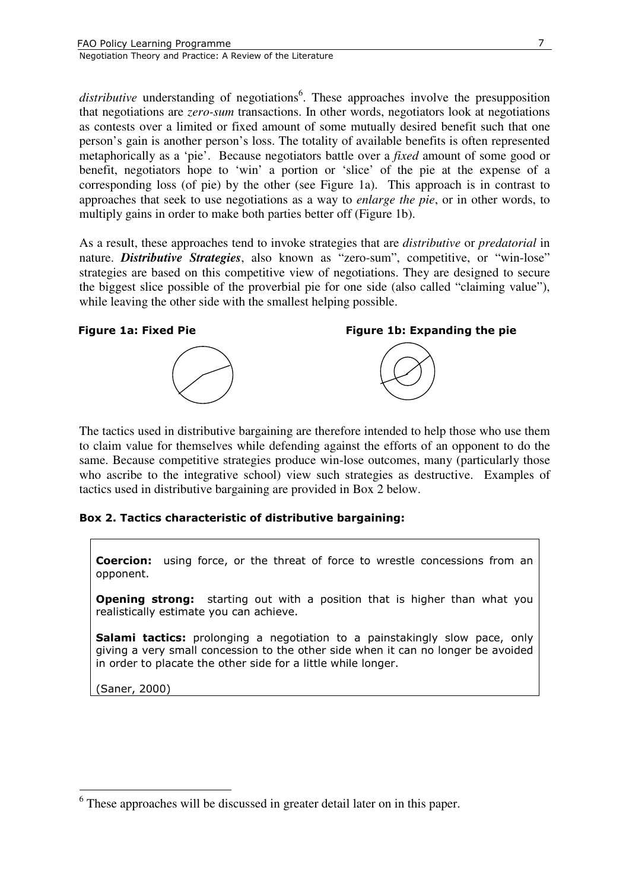*distributive* understanding of negotiations[6]. These approaches involve the presupposition that negotiations are *zero-sum* transactions. In other words, negotiators look at negotiations as contests over a limited or fixed amount of some mutually desired benefit such that one person's gain is another person's loss. The totality of available benefits is often represented metaphorically as a 'pie'. Because negotiators battle over a *fixed* amount of some good or benefit, negotiators hope to 'win' a portion or 'slice' of the pie at the expense of a corresponding loss (of pie) by the other (see Figure 1a). This approach is in contrast to approaches that seek to use negotiations as a way to *enlarge the pie*, or in other words, to multiply gains in order to make both parties better off (Figure 1b).

As a result, these approaches tend to invoke strategies that are *distributive* or *predatorial* in nature. ***Distributive Strategies***, also known as "zero-sum", competitive, or "win-lose" strategies are based on this competitive view of negotiations. They are designed to secure the biggest slice possible of the proverbial pie for one side (also called "claiming value"), while leaving the other side with the smallest helping possible.

**Figure 1a: Fixed Pie**

**Figure 1b: Expanding the pie**

The tactics used in distributive bargaining are therefore intended to help those who use them to claim value for themselves while defending against the efforts of an opponent to do the same. Because competitive strategies produce win-lose outcomes, many (particularly those who ascribe to the integrative school) view such strategies as destructive. Examples of tactics used in distributive bargaining are provided in Box 2 below.

**Box 2. Tactics characteristic of distributive bargaining:**

**Coercion:** using force, or the threat of force to wrestle concessions from an opponent.

**Opening strong:** starting out with a position that is higher than what you realistically estimate you can achieve.

**Salami tactics:** prolonging a negotiation to a painstakingly slow pace, only giving a very small concession to the other side when it can no longer be avoided in order to placate the other side for a little while longer.

(Saner, 2000)

[6] These approaches will be discussed in greater detail later on in this paper.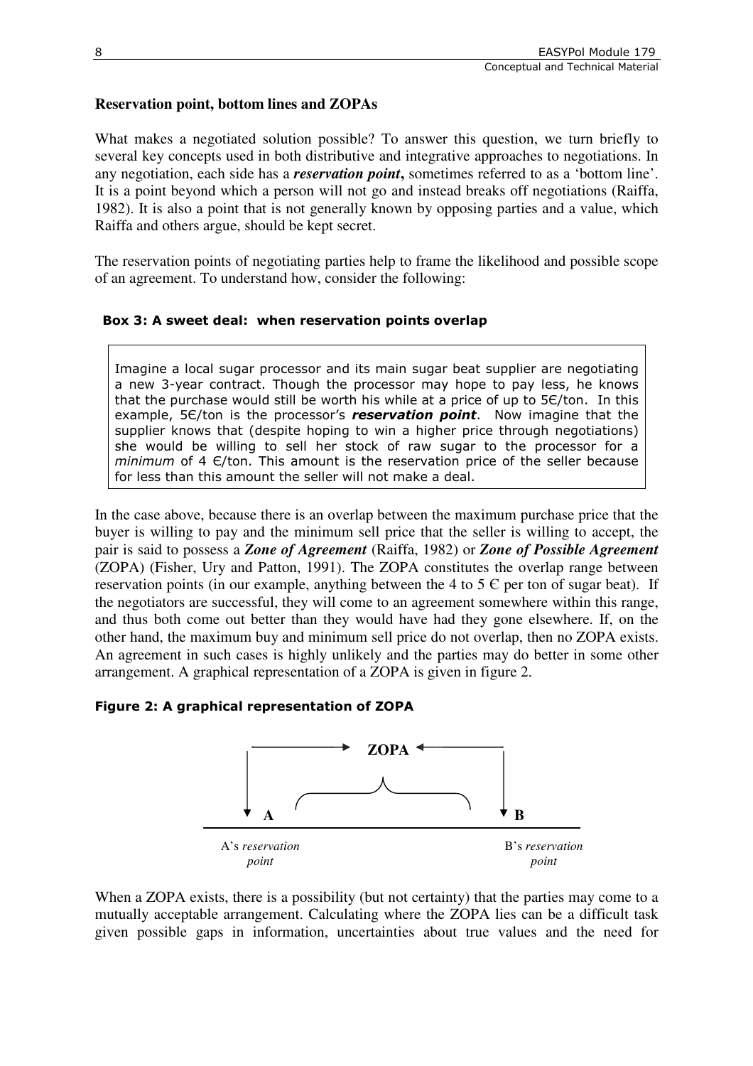### Reservation point, bottom lines and ZOPAs

What makes a negotiated solution possible? To answer this question, we turn briefly to several key concepts used in both distributive and integrative approaches to negotiations. In any negotiation, each side has a ***reservation point*,** sometimes referred to as a 'bottom line'. It is a point beyond which a person will not go and instead breaks off negotiations (Raiffa, 1982). It is also a point that is not generally known by opposing parties and a value, which Raiffa and others argue, should be kept secret.

The reservation points of negotiating parties help to frame the likelihood and possible scope of an agreement. To understand how, consider the following:

**Box 3: A sweet deal: when reservation points overlap**

> Imagine a local sugar processor and its main sugar beat supplier are negotiating a new 3-year contract. Though the processor may hope to pay less, he knows that the purchase would still be worth his while at a price of up to 5€/ton. In this example, 5€/ton is the processor's ***reservation point***. Now imagine that the supplier knows that (despite hoping to win a higher price through negotiations) she would be willing to sell her stock of raw sugar to the processor for a *minimum* of 4 €/ton. This amount is the reservation price of the seller because for less than this amount the seller will not make a deal.

In the case above, because there is an overlap between the maximum purchase price that the buyer is willing to pay and the minimum sell price that the seller is willing to accept, the pair is said to possess a ***Zone of Agreement*** (Raiffa, 1982) or ***Zone of Possible Agreement*** (ZOPA) (Fisher, Ury and Patton, 1991). The ZOPA constitutes the overlap range between reservation points (in our example, anything between the 4 to 5 € per ton of sugar beat). If the negotiators are successful, they will come to an agreement somewhere within this range, and thus both come out better than they would have had they gone elsewhere. If, on the other hand, the maximum buy and minimum sell price do not overlap, then no ZOPA exists. An agreement in such cases is highly unlikely and the parties may do better in some other arrangement. A graphical representation of a ZOPA is given in figure 2.

**Figure 2: A graphical representation of ZOPA**

ZOPA

A — A's *reservation point*

B — B's *reservation point*

When a ZOPA exists, there is a possibility (but not certainty) that the parties may come to a mutually acceptable arrangement. Calculating where the ZOPA lies can be a difficult task given possible gaps in information, uncertainties about true values and the need for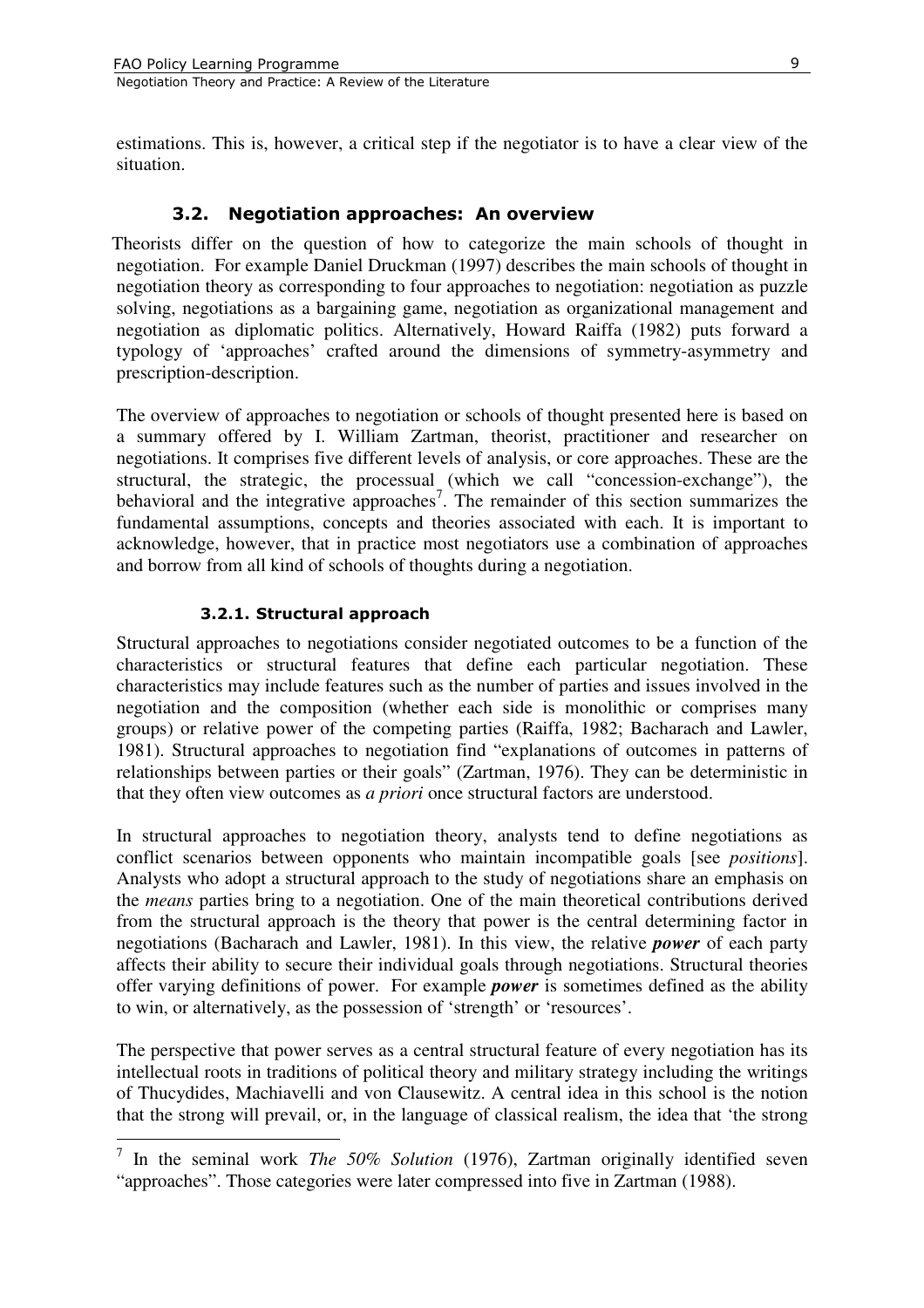estimations. This is, however, a critical step if the negotiator is to have a clear view of the situation.

## 3.2. Negotiation approaches: An overview

Theorists differ on the question of how to categorize the main schools of thought in negotiation. For example Daniel Druckman (1997) describes the main schools of thought in negotiation theory as corresponding to four approaches to negotiation: negotiation as puzzle solving, negotiations as a bargaining game, negotiation as organizational management and negotiation as diplomatic politics. Alternatively, Howard Raiffa (1982) puts forward a typology of 'approaches' crafted around the dimensions of symmetry-asymmetry and prescription-description.

The overview of approaches to negotiation or schools of thought presented here is based on a summary offered by I. William Zartman, theorist, practitioner and researcher on negotiations. It comprises five different levels of analysis, or core approaches. These are the structural, the strategic, the processual (which we call "concession-exchange"), the behavioral and the integrative approaches[7]. The remainder of this section summarizes the fundamental assumptions, concepts and theories associated with each. It is important to acknowledge, however, that in practice most negotiators use a combination of approaches and borrow from all kind of schools of thoughts during a negotiation.

### 3.2.1. Structural approach

Structural approaches to negotiations consider negotiated outcomes to be a function of the characteristics or structural features that define each particular negotiation. These characteristics may include features such as the number of parties and issues involved in the negotiation and the composition (whether each side is monolithic or comprises many groups) or relative power of the competing parties (Raiffa, 1982; Bacharach and Lawler, 1981). Structural approaches to negotiation find "explanations of outcomes in patterns of relationships between parties or their goals" (Zartman, 1976). They can be deterministic in that they often view outcomes as *a priori* once structural factors are understood.

In structural approaches to negotiation theory, analysts tend to define negotiations as conflict scenarios between opponents who maintain incompatible goals [see *positions*]. Analysts who adopt a structural approach to the study of negotiations share an emphasis on the *means* parties bring to a negotiation. One of the main theoretical contributions derived from the structural approach is the theory that power is the central determining factor in negotiations (Bacharach and Lawler, 1981). In this view, the relative ***power*** of each party affects their ability to secure their individual goals through negotiations. Structural theories offer varying definitions of power. For example ***power*** is sometimes defined as the ability to win, or alternatively, as the possession of 'strength' or 'resources'.

The perspective that power serves as a central structural feature of every negotiation has its intellectual roots in traditions of political theory and military strategy including the writings of Thucydides, Machiavelli and von Clausewitz. A central idea in this school is the notion that the strong will prevail, or, in the language of classical realism, the idea that 'the strong

[7] In the seminal work *The 50% Solution* (1976), Zartman originally identified seven "approaches". Those categories were later compressed into five in Zartman (1988).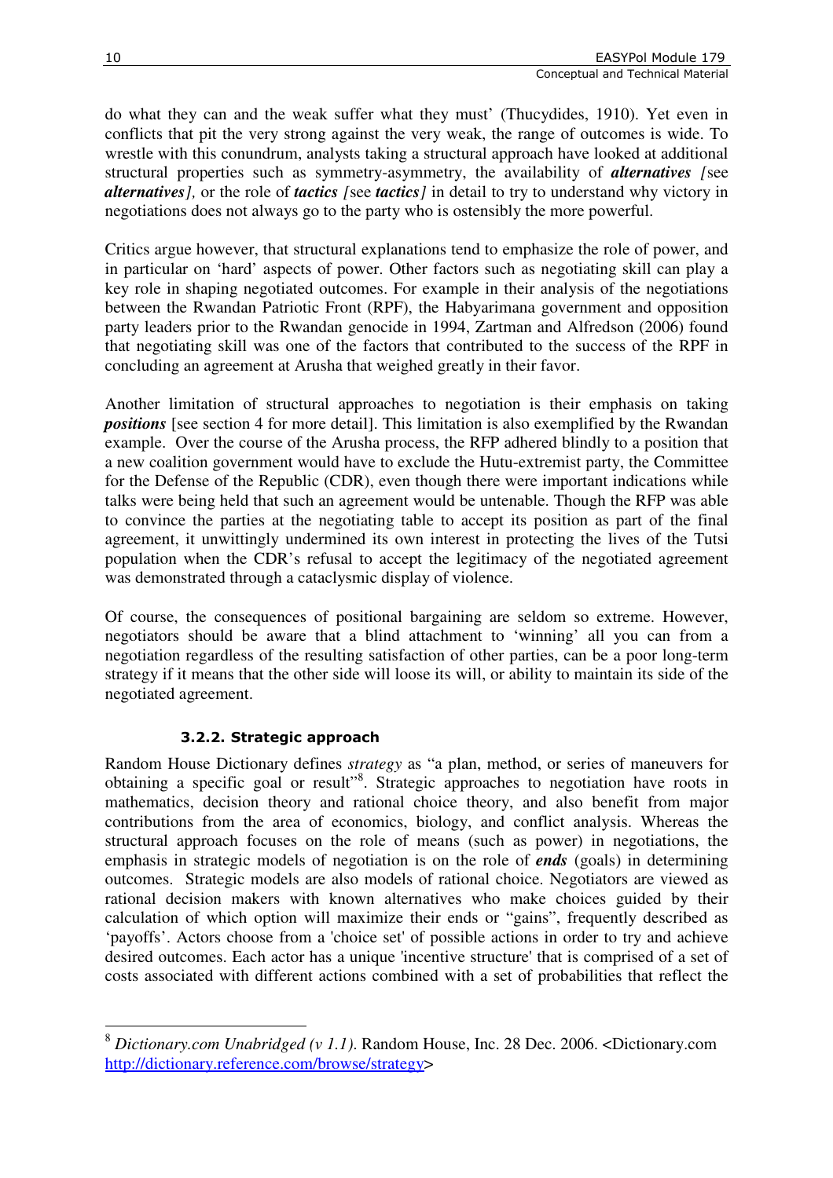do what they can and the weak suffer what they must' (Thucydides, 1910). Yet even in conflicts that pit the very strong against the very weak, the range of outcomes is wide. To wrestle with this conundrum, analysts taking a structural approach have looked at additional structural properties such as symmetry-asymmetry, the availability of ***alternatives*** *[see **alternatives**],* or the role of ***tactics*** *[see **tactics**]* in detail to try to understand why victory in negotiations does not always go to the party who is ostensibly the more powerful.

Critics argue however, that structural explanations tend to emphasize the role of power, and in particular on 'hard' aspects of power. Other factors such as negotiating skill can play a key role in shaping negotiated outcomes. For example in their analysis of the negotiations between the Rwandan Patriotic Front (RPF), the Habyarimana government and opposition party leaders prior to the Rwandan genocide in 1994, Zartman and Alfredson (2006) found that negotiating skill was one of the factors that contributed to the success of the RPF in concluding an agreement at Arusha that weighed greatly in their favor.

Another limitation of structural approaches to negotiation is their emphasis on taking ***positions*** [see section 4 for more detail]. This limitation is also exemplified by the Rwandan example. Over the course of the Arusha process, the RFP adhered blindly to a position that a new coalition government would have to exclude the Hutu-extremist party, the Committee for the Defense of the Republic (CDR), even though there were important indications while talks were being held that such an agreement would be untenable. Though the RFP was able to convince the parties at the negotiating table to accept its position as part of the final agreement, it unwittingly undermined its own interest in protecting the lives of the Tutsi population when the CDR's refusal to accept the legitimacy of the negotiated agreement was demonstrated through a cataclysmic display of violence.

Of course, the consequences of positional bargaining are seldom so extreme. However, negotiators should be aware that a blind attachment to 'winning' all you can from a negotiation regardless of the resulting satisfaction of other parties, can be a poor long-term strategy if it means that the other side will loose its will, or ability to maintain its side of the negotiated agreement.

#### 3.2.2. Strategic approach

Random House Dictionary defines *strategy* as "a plan, method, or series of maneuvers for obtaining a specific goal or result"[8]. Strategic approaches to negotiation have roots in mathematics, decision theory and rational choice theory, and also benefit from major contributions from the area of economics, biology, and conflict analysis. Whereas the structural approach focuses on the role of means (such as power) in negotiations, the emphasis in strategic models of negotiation is on the role of ***ends*** (goals) in determining outcomes. Strategic models are also models of rational choice. Negotiators are viewed as rational decision makers with known alternatives who make choices guided by their calculation of which option will maximize their ends or "gains", frequently described as 'payoffs'. Actors choose from a 'choice set' of possible actions in order to try and achieve desired outcomes. Each actor has a unique 'incentive structure' that is comprised of a set of costs associated with different actions combined with a set of probabilities that reflect the

---

[8] *Dictionary.com Unabridged (v 1.1).* Random House, Inc. 28 Dec. 2006. <Dictionary.com http://dictionary.reference.com/browse/strategy>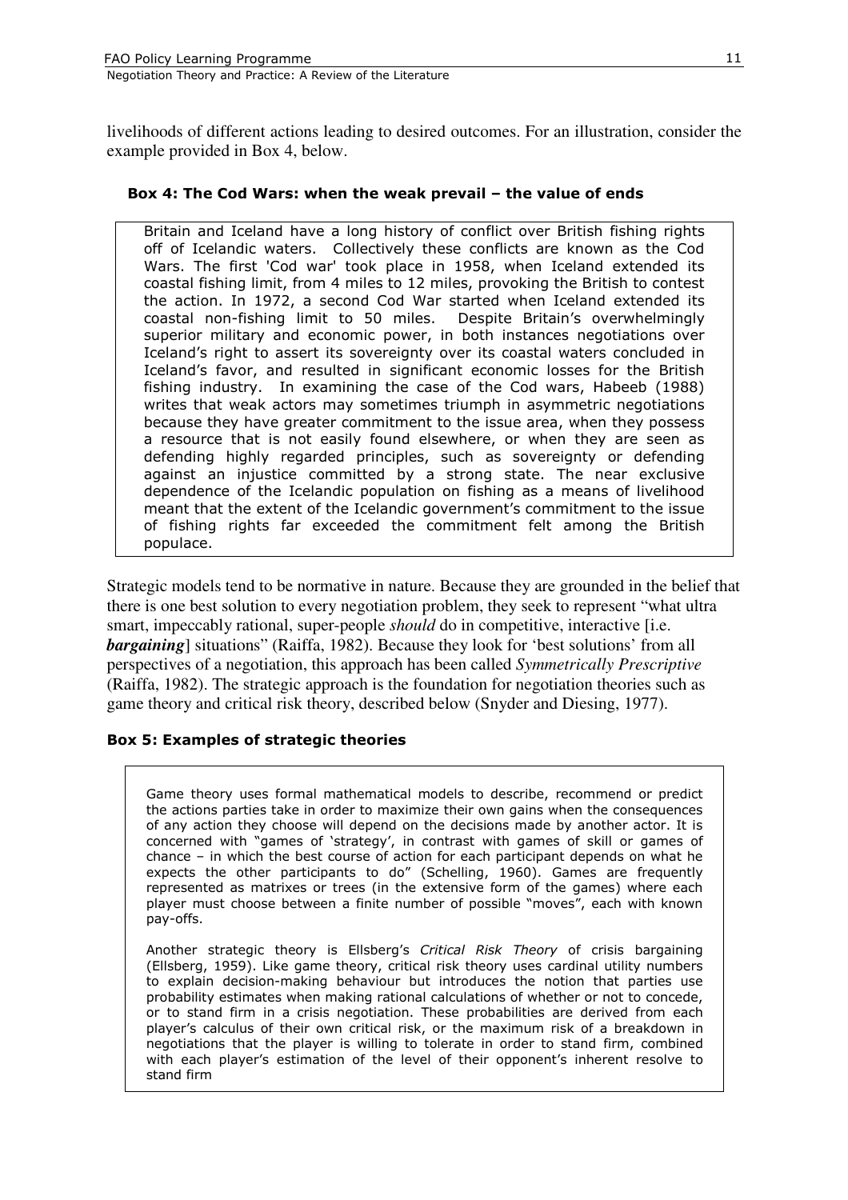livelihoods of different actions leading to desired outcomes. For an illustration, consider the example provided in Box 4, below.

**Box 4: The Cod Wars: when the weak prevail – the value of ends**

Britain and Iceland have a long history of conflict over British fishing rights off of Icelandic waters. Collectively these conflicts are known as the Cod Wars. The first 'Cod war' took place in 1958, when Iceland extended its coastal fishing limit, from 4 miles to 12 miles, provoking the British to contest the action. In 1972, a second Cod War started when Iceland extended its coastal non-fishing limit to 50 miles. Despite Britain's overwhelmingly superior military and economic power, in both instances negotiations over Iceland's right to assert its sovereignty over its coastal waters concluded in Iceland's favor, and resulted in significant economic losses for the British fishing industry. In examining the case of the Cod wars, Habeeb (1988) writes that weak actors may sometimes triumph in asymmetric negotiations because they have greater commitment to the issue area, when they possess a resource that is not easily found elsewhere, or when they are seen as defending highly regarded principles, such as sovereignty or defending against an injustice committed by a strong state. The near exclusive dependence of the Icelandic population on fishing as a means of livelihood meant that the extent of the Icelandic government's commitment to the issue of fishing rights far exceeded the commitment felt among the British populace.

Strategic models tend to be normative in nature. Because they are grounded in the belief that there is one best solution to every negotiation problem, they seek to represent "what ultra smart, impeccably rational, super-people *should* do in competitive, interactive [i.e. ***bargaining***] situations" (Raiffa, 1982). Because they look for 'best solutions' from all perspectives of a negotiation, this approach has been called *Symmetrically Prescriptive* (Raiffa, 1982). The strategic approach is the foundation for negotiation theories such as game theory and critical risk theory, described below (Snyder and Diesing, 1977).

**Box 5: Examples of strategic theories**

Game theory uses formal mathematical models to describe, recommend or predict the actions parties take in order to maximize their own gains when the consequences of any action they choose will depend on the decisions made by another actor. It is concerned with "games of 'strategy', in contrast with games of skill or games of chance – in which the best course of action for each participant depends on what he expects the other participants to do" (Schelling, 1960). Games are frequently represented as matrixes or trees (in the extensive form of the games) where each player must choose between a finite number of possible "moves", each with known pay-offs.

Another strategic theory is Ellsberg's *Critical Risk Theory* of crisis bargaining (Ellsberg, 1959). Like game theory, critical risk theory uses cardinal utility numbers to explain decision-making behaviour but introduces the notion that parties use probability estimates when making rational calculations of whether or not to concede, or to stand firm in a crisis negotiation. These probabilities are derived from each player's calculus of their own critical risk, or the maximum risk of a breakdown in negotiations that the player is willing to tolerate in order to stand firm, combined with each player's estimation of the level of their opponent's inherent resolve to stand firm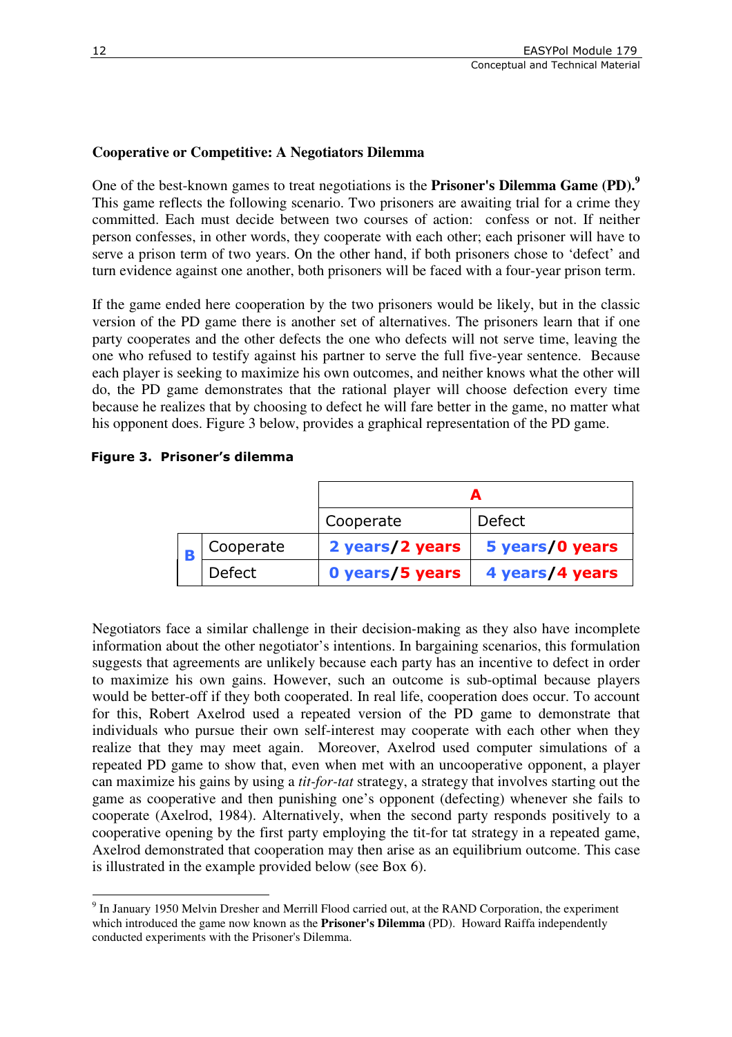**Cooperative or Competitive: A Negotiators Dilemma**

One of the best-known games to treat negotiations is the **Prisoner's Dilemma Game (PD).**[9] This game reflects the following scenario. Two prisoners are awaiting trial for a crime they committed. Each must decide between two courses of action: confess or not. If neither person confesses, in other words, they cooperate with each other; each prisoner will have to serve a prison term of two years. On the other hand, if both prisoners chose to 'defect' and turn evidence against one another, both prisoners will be faced with a four-year prison term.

If the game ended here cooperation by the two prisoners would be likely, but in the classic version of the PD game there is another set of alternatives. The prisoners learn that if one party cooperates and the other defects the one who defects will not serve time, leaving the one who refused to testify against his partner to serve the full five-year sentence. Because each player is seeking to maximize his own outcomes, and neither knows what the other will do, the PD game demonstrates that the rational player will choose defection every time because he realizes that by choosing to defect he will fare better in the game, no matter what his opponent does. Figure 3 below, provides a graphical representation of the PD game.

**Figure 3. Prisoner's dilemma**

| | | A | |
|---|---|---|---|
| | | Cooperate | Defect |
| B | Cooperate | **2 years/2 years** | **5 years/0 years** |
| | Defect | **0 years/5 years** | **4 years/4 years** |

Negotiators face a similar challenge in their decision-making as they also have incomplete information about the other negotiator's intentions. In bargaining scenarios, this formulation suggests that agreements are unlikely because each party has an incentive to defect in order to maximize his own gains. However, such an outcome is sub-optimal because players would be better-off if they both cooperated. In real life, cooperation does occur. To account for this, Robert Axelrod used a repeated version of the PD game to demonstrate that individuals who pursue their own self-interest may cooperate with each other when they realize that they may meet again. Moreover, Axelrod used computer simulations of a repeated PD game to show that, even when met with an uncooperative opponent, a player can maximize his gains by using a *tit-for-tat* strategy, a strategy that involves starting out the game as cooperative and then punishing one's opponent (defecting) whenever she fails to cooperate (Axelrod, 1984). Alternatively, when the second party responds positively to a cooperative opening by the first party employing the tit-for tat strategy in a repeated game, Axelrod demonstrated that cooperation may then arise as an equilibrium outcome. This case is illustrated in the example provided below (see Box 6).

[9] In January 1950 Melvin Dresher and Merrill Flood carried out, at the RAND Corporation, the experiment which introduced the game now known as the **Prisoner's Dilemma** (PD). Howard Raiffa independently conducted experiments with the Prisoner's Dilemma.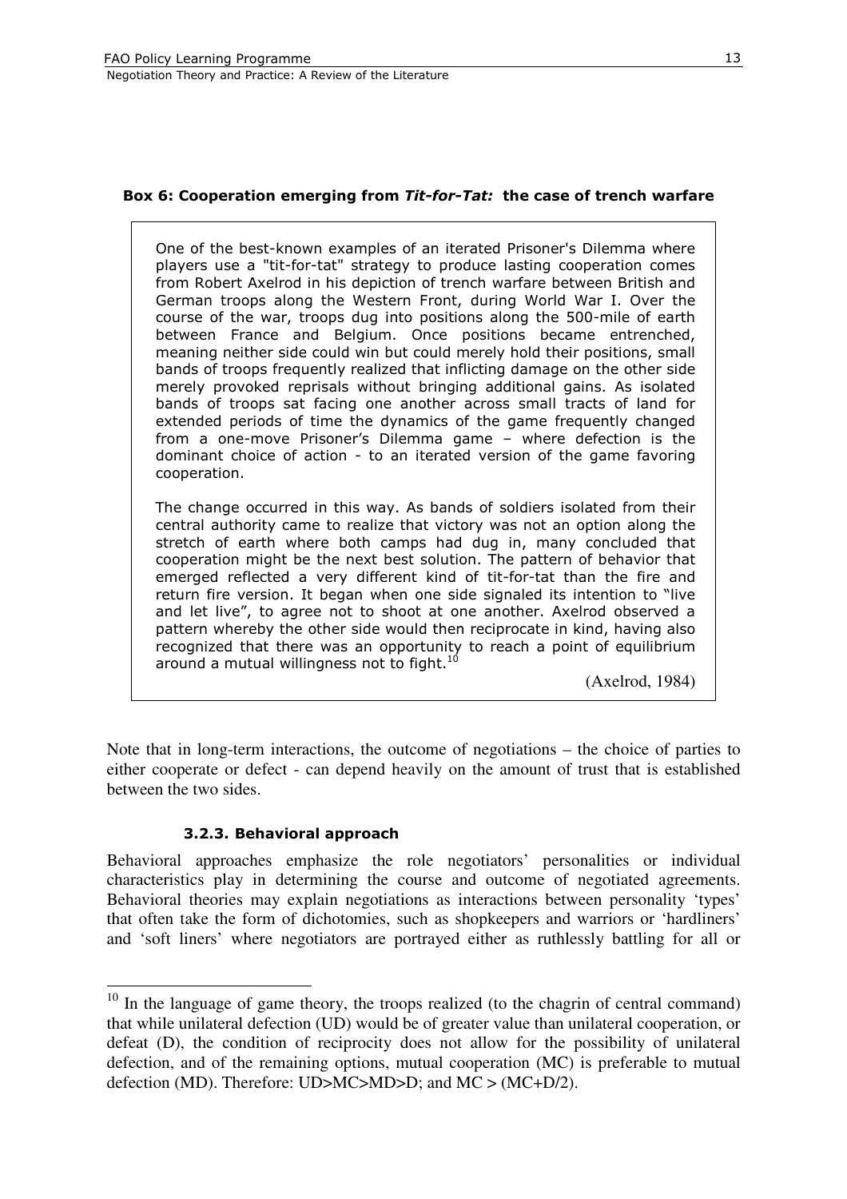**Box 6: Cooperation emerging from *Tit-for-Tat:* the case of trench warfare**

> One of the best-known examples of an iterated Prisoner's Dilemma where players use a "tit-for-tat" strategy to produce lasting cooperation comes from Robert Axelrod in his depiction of trench warfare between British and German troops along the Western Front, during World War I. Over the course of the war, troops dug into positions along the 500-mile of earth between France and Belgium. Once positions became entrenched, meaning neither side could win but could merely hold their positions, small bands of troops frequently realized that inflicting damage on the other side merely provoked reprisals without bringing additional gains. As isolated bands of troops sat facing one another across small tracts of land for extended periods of time the dynamics of the game frequently changed from a one-move Prisoner's Dilemma game – where defection is the dominant choice of action - to an iterated version of the game favoring cooperation.
>
> The change occurred in this way. As bands of soldiers isolated from their central authority came to realize that victory was not an option along the stretch of earth where both camps had dug in, many concluded that cooperation might be the next best solution. The pattern of behavior that emerged reflected a very different kind of tit-for-tat than the fire and return fire version. It began when one side signaled its intention to "live and let live", to agree not to shoot at one another. Axelrod observed a pattern whereby the other side would then reciprocate in kind, having also recognized that there was an opportunity to reach a point of equilibrium around a mutual willingness not to fight.[10]
>
> (Axelrod, 1984)

Note that in long-term interactions, the outcome of negotiations – the choice of parties to either cooperate or defect - can depend heavily on the amount of trust that is established between the two sides.

### 3.2.3. Behavioral approach

Behavioral approaches emphasize the role negotiators' personalities or individual characteristics play in determining the course and outcome of negotiated agreements. Behavioral theories may explain negotiations as interactions between personality 'types' that often take the form of dichotomies, such as shopkeepers and warriors or 'hardliners' and 'soft liners' where negotiators are portrayed either as ruthlessly battling for all or

---

[10] In the language of game theory, the troops realized (to the chagrin of central command) that while unilateral defection (UD) would be of greater value than unilateral cooperation, or defeat (D), the condition of reciprocity does not allow for the possibility of unilateral defection, and of the remaining options, mutual cooperation (MC) is preferable to mutual defection (MD). Therefore: $UD > MC > MD > D$; and $MC > (MC+D/2)$.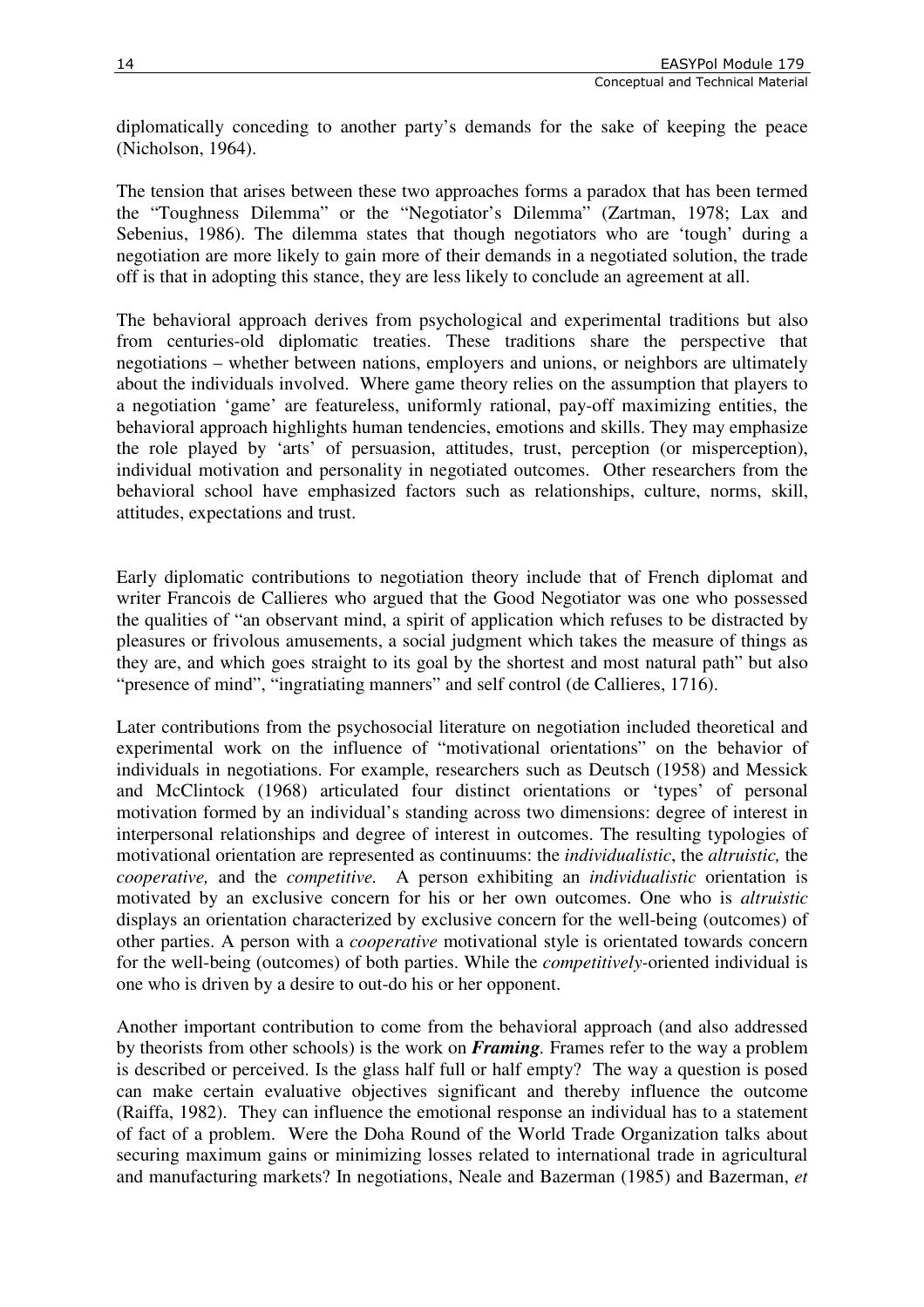diplomatically conceding to another party's demands for the sake of keeping the peace (Nicholson, 1964).

The tension that arises between these two approaches forms a paradox that has been termed the "Toughness Dilemma" or the "Negotiator's Dilemma" (Zartman, 1978; Lax and Sebenius, 1986). The dilemma states that though negotiators who are 'tough' during a negotiation are more likely to gain more of their demands in a negotiated solution, the trade off is that in adopting this stance, they are less likely to conclude an agreement at all.

The behavioral approach derives from psychological and experimental traditions but also from centuries-old diplomatic treaties. These traditions share the perspective that negotiations – whether between nations, employers and unions, or neighbors are ultimately about the individuals involved. Where game theory relies on the assumption that players to a negotiation 'game' are featureless, uniformly rational, pay-off maximizing entities, the behavioral approach highlights human tendencies, emotions and skills. They may emphasize the role played by 'arts' of persuasion, attitudes, trust, perception (or misperception), individual motivation and personality in negotiated outcomes. Other researchers from the behavioral school have emphasized factors such as relationships, culture, norms, skill, attitudes, expectations and trust.

Early diplomatic contributions to negotiation theory include that of French diplomat and writer Francois de Callieres who argued that the Good Negotiator was one who possessed the qualities of "an observant mind, a spirit of application which refuses to be distracted by pleasures or frivolous amusements, a social judgment which takes the measure of things as they are, and which goes straight to its goal by the shortest and most natural path" but also "presence of mind", "ingratiating manners" and self control (de Callieres, 1716).

Later contributions from the psychosocial literature on negotiation included theoretical and experimental work on the influence of "motivational orientations" on the behavior of individuals in negotiations. For example, researchers such as Deutsch (1958) and Messick and McClintock (1968) articulated four distinct orientations or 'types' of personal motivation formed by an individual's standing across two dimensions: degree of interest in interpersonal relationships and degree of interest in outcomes. The resulting typologies of motivational orientation are represented as continuums: the *individualistic*, the *altruistic,* the *cooperative,* and the *competitive.* A person exhibiting an *individualistic* orientation is motivated by an exclusive concern for his or her own outcomes. One who is *altruistic* displays an orientation characterized by exclusive concern for the well-being (outcomes) of other parties. A person with a *cooperative* motivational style is orientated towards concern for the well-being (outcomes) of both parties. While the *competitively*-oriented individual is one who is driven by a desire to out-do his or her opponent.

Another important contribution to come from the behavioral approach (and also addressed by theorists from other schools) is the work on ***Framing***. Frames refer to the way a problem is described or perceived. Is the glass half full or half empty? The way a question is posed can make certain evaluative objectives significant and thereby influence the outcome (Raiffa, 1982). They can influence the emotional response an individual has to a statement of fact of a problem. Were the Doha Round of the World Trade Organization talks about securing maximum gains or minimizing losses related to international trade in agricultural and manufacturing markets? In negotiations, Neale and Bazerman (1985) and Bazerman, *et*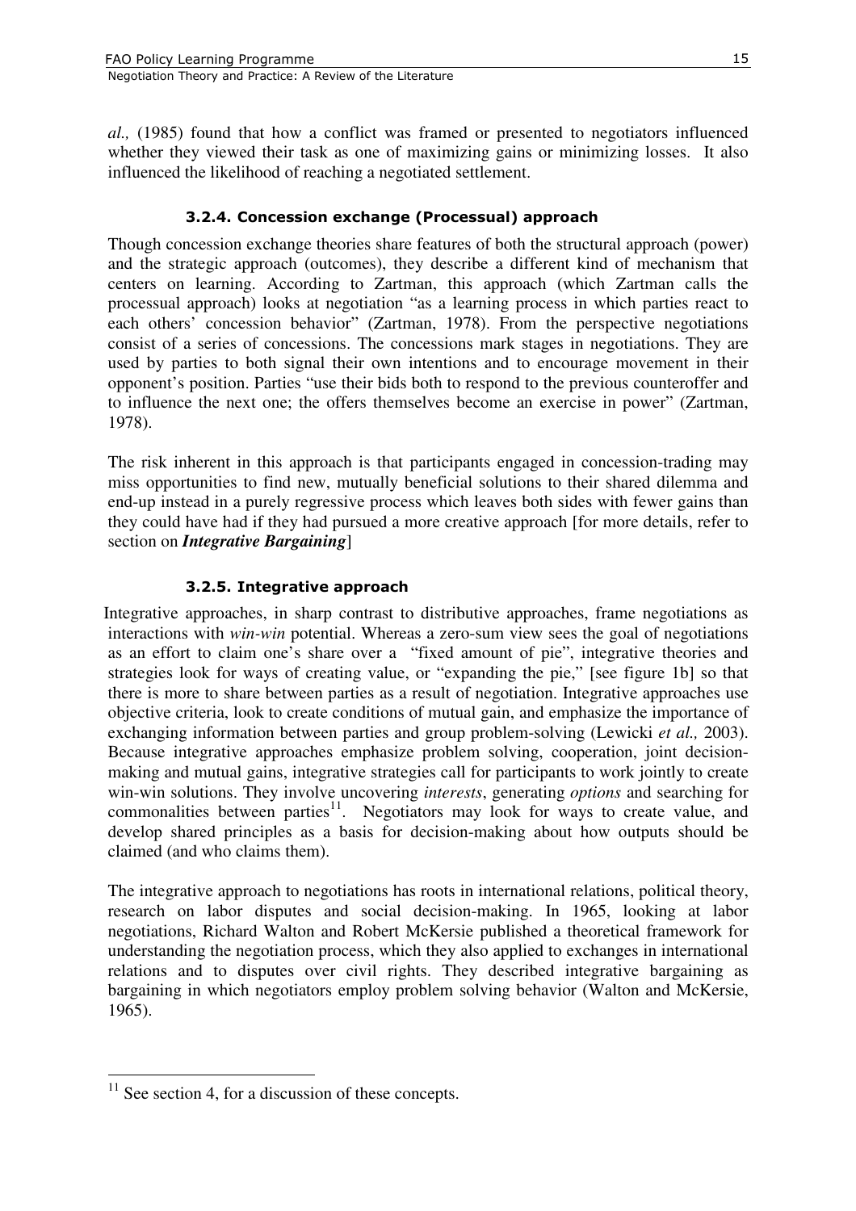*al.,* (1985) found that how a conflict was framed or presented to negotiators influenced whether they viewed their task as one of maximizing gains or minimizing losses. It also influenced the likelihood of reaching a negotiated settlement.

#### 3.2.4. Concession exchange (Processual) approach

Though concession exchange theories share features of both the structural approach (power) and the strategic approach (outcomes), they describe a different kind of mechanism that centers on learning. According to Zartman, this approach (which Zartman calls the processual approach) looks at negotiation "as a learning process in which parties react to each others' concession behavior" (Zartman, 1978). From the perspective negotiations consist of a series of concessions. The concessions mark stages in negotiations. They are used by parties to both signal their own intentions and to encourage movement in their opponent's position. Parties "use their bids both to respond to the previous counteroffer and to influence the next one; the offers themselves become an exercise in power" (Zartman, 1978).

The risk inherent in this approach is that participants engaged in concession-trading may miss opportunities to find new, mutually beneficial solutions to their shared dilemma and end-up instead in a purely regressive process which leaves both sides with fewer gains than they could have had if they had pursued a more creative approach [for more details, refer to section on ***Integrative Bargaining***]

#### 3.2.5. Integrative approach

Integrative approaches, in sharp contrast to distributive approaches, frame negotiations as interactions with *win-win* potential. Whereas a zero-sum view sees the goal of negotiations as an effort to claim one's share over a "fixed amount of pie", integrative theories and strategies look for ways of creating value, or "expanding the pie," [see figure 1b] so that there is more to share between parties as a result of negotiation. Integrative approaches use objective criteria, look to create conditions of mutual gain, and emphasize the importance of exchanging information between parties and group problem-solving (Lewicki *et al.,* 2003). Because integrative approaches emphasize problem solving, cooperation, joint decision-making and mutual gains, integrative strategies call for participants to work jointly to create win-win solutions. They involve uncovering *interests*, generating *options* and searching for commonalities between parties[11]. Negotiators may look for ways to create value, and develop shared principles as a basis for decision-making about how outputs should be claimed (and who claims them).

The integrative approach to negotiations has roots in international relations, political theory, research on labor disputes and social decision-making. In 1965, looking at labor negotiations, Richard Walton and Robert McKersie published a theoretical framework for understanding the negotiation process, which they also applied to exchanges in international relations and to disputes over civil rights. They described integrative bargaining as bargaining in which negotiators employ problem solving behavior (Walton and McKersie, 1965).

---

[11] See section 4, for a discussion of these concepts.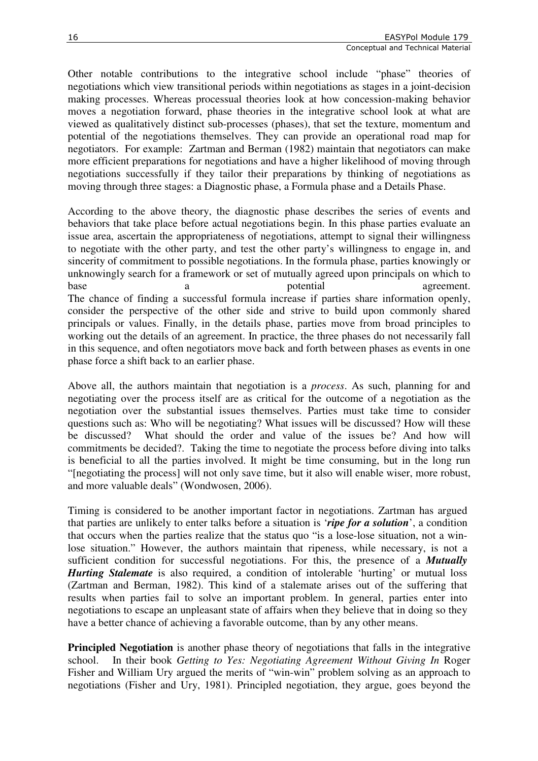Other notable contributions to the integrative school include "phase" theories of negotiations which view transitional periods within negotiations as stages in a joint-decision making processes. Whereas processual theories look at how concession-making behavior moves a negotiation forward, phase theories in the integrative school look at what are viewed as qualitatively distinct sub-processes (phases), that set the texture, momentum and potential of the negotiations themselves. They can provide an operational road map for negotiators. For example: Zartman and Berman (1982) maintain that negotiators can make more efficient preparations for negotiations and have a higher likelihood of moving through negotiations successfully if they tailor their preparations by thinking of negotiations as moving through three stages: a Diagnostic phase, a Formula phase and a Details Phase.

According to the above theory, the diagnostic phase describes the series of events and behaviors that take place before actual negotiations begin. In this phase parties evaluate an issue area, ascertain the appropriateness of negotiations, attempt to signal their willingness to negotiate with the other party, and test the other party's willingness to engage in, and sincerity of commitment to possible negotiations. In the formula phase, parties knowingly or unknowingly search for a framework or set of mutually agreed upon principals on which to base a potential agreement. The chance of finding a successful formula increase if parties share information openly, consider the perspective of the other side and strive to build upon commonly shared principals or values. Finally, in the details phase, parties move from broad principles to working out the details of an agreement. In practice, the three phases do not necessarily fall in this sequence, and often negotiators move back and forth between phases as events in one phase force a shift back to an earlier phase.

Above all, the authors maintain that negotiation is a *process*. As such, planning for and negotiating over the process itself are as critical for the outcome of a negotiation as the negotiation over the substantial issues themselves. Parties must take time to consider questions such as: Who will be negotiating? What issues will be discussed? How will these be discussed? What should the order and value of the issues be? And how will commitments be decided?. Taking the time to negotiate the process before diving into talks is beneficial to all the parties involved. It might be time consuming, but in the long run "[negotiating the process] will not only save time, but it also will enable wiser, more robust, and more valuable deals" (Wondwosen, 2006).

Timing is considered to be another important factor in negotiations. Zartman has argued that parties are unlikely to enter talks before a situation is '***ripe for a solution***', a condition that occurs when the parties realize that the status quo "is a lose-lose situation, not a win-lose situation." However, the authors maintain that ripeness, while necessary, is not a sufficient condition for successful negotiations. For this, the presence of a ***Mutually Hurting Stalemate*** is also required, a condition of intolerable 'hurting' or mutual loss (Zartman and Berman, 1982). This kind of a stalemate arises out of the suffering that results when parties fail to solve an important problem. In general, parties enter into negotiations to escape an unpleasant state of affairs when they believe that in doing so they have a better chance of achieving a favorable outcome, than by any other means.

**Principled Negotiation** is another phase theory of negotiations that falls in the integrative school. In their book *Getting to Yes: Negotiating Agreement Without Giving In* Roger Fisher and William Ury argued the merits of "win-win" problem solving as an approach to negotiations (Fisher and Ury, 1981). Principled negotiation, they argue, goes beyond the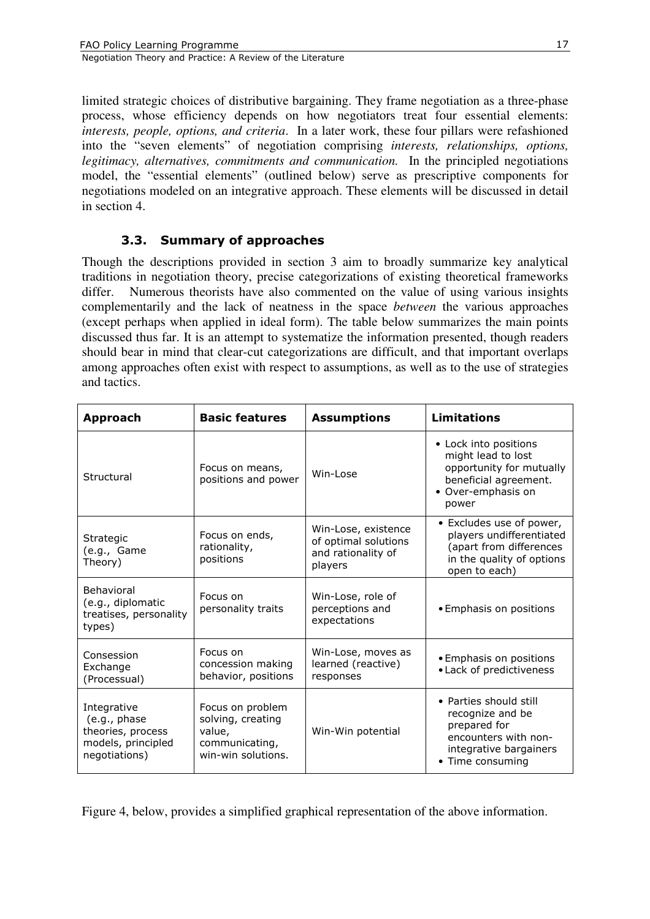limited strategic choices of distributive bargaining. They frame negotiation as a three-phase process, whose efficiency depends on how negotiators treat four essential elements: *interests, people, options, and criteria*. In a later work, these four pillars were refashioned into the "seven elements" of negotiation comprising *interests, relationships, options, legitimacy, alternatives, commitments and communication.* In the principled negotiations model, the "essential elements" (outlined below) serve as prescriptive components for negotiations modeled on an integrative approach. These elements will be discussed in detail in section 4.

### 3.3. Summary of approaches

Though the descriptions provided in section 3 aim to broadly summarize key analytical traditions in negotiation theory, precise categorizations of existing theoretical frameworks differ. Numerous theorists have also commented on the value of using various insights complementarily and the lack of neatness in the space *between* the various approaches (except perhaps when applied in ideal form). The table below summarizes the main points discussed thus far. It is an attempt to systematize the information presented, though readers should bear in mind that clear-cut categorizations are difficult, and that important overlaps among approaches often exist with respect to assumptions, as well as to the use of strategies and tactics.

| **Approach** | **Basic features** | **Assumptions** | **Limitations** |
|---|---|---|---|
| Structural | Focus on means, positions and power | Win-Lose | • Lock into positions might lead to lost opportunity for mutually beneficial agreement.<br>• Over-emphasis on power |
| Strategic (e.g., Game Theory) | Focus on ends, rationality, positions | Win-Lose, existence of optimal solutions and rationality of players | • Excludes use of power, players undifferentiated (apart from differences in the quality of options open to each) |
| Behavioral (e.g., diplomatic treatises, personality types) | Focus on personality traits | Win-Lose, role of perceptions and expectations | • Emphasis on positions |
| Consession Exchange (Processual) | Focus on concession making behavior, positions | Win-Lose, moves as learned (reactive) responses | • Emphasis on positions<br>• Lack of predictiveness |
| Integrative (e.g., phase theories, process models, principled negotiations) | Focus on problem solving, creating value, communicating, win-win solutions. | Win-Win potential | • Parties should still recognize and be prepared for encounters with non-integrative bargainers<br>• Time consuming |

Figure 4, below, provides a simplified graphical representation of the above information.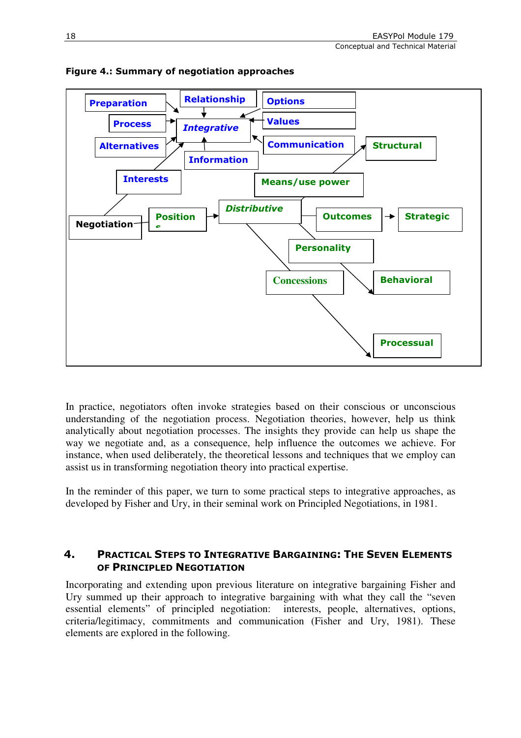**Figure 4.: Summary of negotiation approaches**

Preparation
Relationship
Options
Process
Integrative
Values
Alternatives
Communication
Structural
Information
Interests
Means/use power
Negotiation
Positions
Distributive
Outcomes
Strategic
Personality
Concessions
Behavioral
Processual

In practice, negotiators often invoke strategies based on their conscious or unconscious understanding of the negotiation process. Negotiation theories, however, help us think analytically about negotiation processes. The insights they provide can help us shape the way we negotiate and, as a consequence, help influence the outcomes we achieve. For instance, when used deliberately, the theoretical lessons and techniques that we employ can assist us in transforming negotiation theory into practical expertise.

In the reminder of this paper, we turn to some practical steps to integrative approaches, as developed by Fisher and Ury, in their seminal work on Principled Negotiations, in 1981.

## 4. Practical Steps to Integrative Bargaining: The Seven Elements of Principled Negotiation

Incorporating and extending upon previous literature on integrative bargaining Fisher and Ury summed up their approach to integrative bargaining with what they call the "seven essential elements" of principled negotiation: interests, people, alternatives, options, criteria/legitimacy, commitments and communication (Fisher and Ury, 1981). These elements are explored in the following.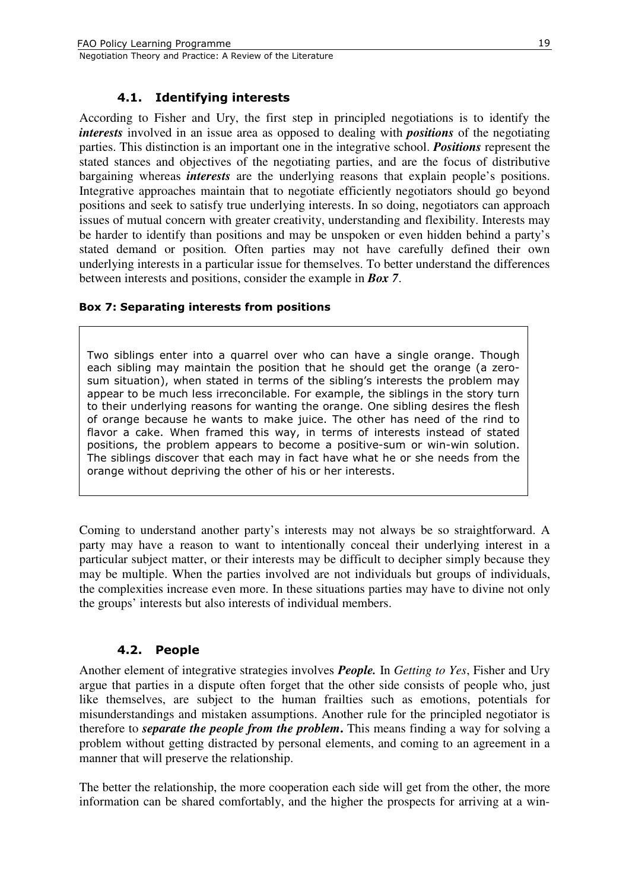### 4.1. Identifying interests

According to Fisher and Ury, the first step in principled negotiations is to identify the ***interests*** involved in an issue area as opposed to dealing with ***positions*** of the negotiating parties. This distinction is an important one in the integrative school. ***Positions*** represent the stated stances and objectives of the negotiating parties, and are the focus of distributive bargaining whereas ***interests*** are the underlying reasons that explain people's positions. Integrative approaches maintain that to negotiate efficiently negotiators should go beyond positions and seek to satisfy true underlying interests. In so doing, negotiators can approach issues of mutual concern with greater creativity, understanding and flexibility. Interests may be harder to identify than positions and may be unspoken or even hidden behind a party's stated demand or position. Often parties may not have carefully defined their own underlying interests in a particular issue for themselves. To better understand the differences between interests and positions, consider the example in ***Box 7***.

**Box 7: Separating interests from positions**

> Two siblings enter into a quarrel over who can have a single orange. Though each sibling may maintain the position that he should get the orange (a zero-sum situation), when stated in terms of the sibling's interests the problem may appear to be much less irreconcilable. For example, the siblings in the story turn to their underlying reasons for wanting the orange. One sibling desires the flesh of orange because he wants to make juice. The other has need of the rind to flavor a cake. When framed this way, in terms of interests instead of stated positions, the problem appears to become a positive-sum or win-win solution. The siblings discover that each may in fact have what he or she needs from the orange without depriving the other of his or her interests.

Coming to understand another party's interests may not always be so straightforward. A party may have a reason to want to intentionally conceal their underlying interest in a particular subject matter, or their interests may be difficult to decipher simply because they may be multiple. When the parties involved are not individuals but groups of individuals, the complexities increase even more. In these situations parties may have to divine not only the groups' interests but also interests of individual members.

### 4.2. People

Another element of integrative strategies involves ***People.*** In *Getting to Yes*, Fisher and Ury argue that parties in a dispute often forget that the other side consists of people who, just like themselves, are subject to the human frailties such as emotions, potentials for misunderstandings and mistaken assumptions. Another rule for the principled negotiator is therefore to ***separate the people from the problem***. This means finding a way for solving a problem without getting distracted by personal elements, and coming to an agreement in a manner that will preserve the relationship.

The better the relationship, the more cooperation each side will get from the other, the more information can be shared comfortably, and the higher the prospects for arriving at a win-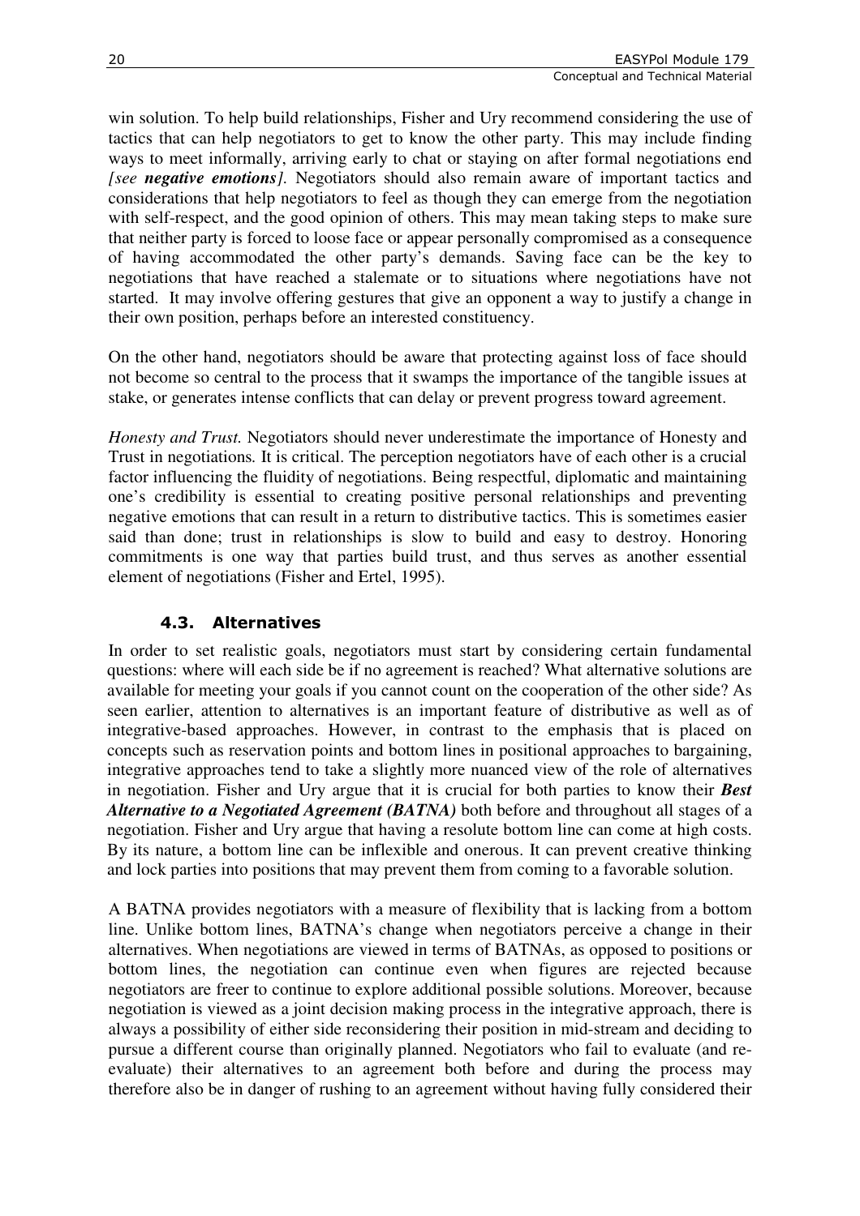win solution. To help build relationships, Fisher and Ury recommend considering the use of tactics that can help negotiators to get to know the other party. This may include finding ways to meet informally, arriving early to chat or staying on after formal negotiations end *[see **negative emotions**]*. Negotiators should also remain aware of important tactics and considerations that help negotiators to feel as though they can emerge from the negotiation with self-respect, and the good opinion of others. This may mean taking steps to make sure that neither party is forced to loose face or appear personally compromised as a consequence of having accommodated the other party's demands. Saving face can be the key to negotiations that have reached a stalemate or to situations where negotiations have not started. It may involve offering gestures that give an opponent a way to justify a change in their own position, perhaps before an interested constituency.

On the other hand, negotiators should be aware that protecting against loss of face should not become so central to the process that it swamps the importance of the tangible issues at stake, or generates intense conflicts that can delay or prevent progress toward agreement.

*Honesty and Trust.* Negotiators should never underestimate the importance of Honesty and Trust in negotiations. It is critical. The perception negotiators have of each other is a crucial factor influencing the fluidity of negotiations. Being respectful, diplomatic and maintaining one's credibility is essential to creating positive personal relationships and preventing negative emotions that can result in a return to distributive tactics. This is sometimes easier said than done; trust in relationships is slow to build and easy to destroy. Honoring commitments is one way that parties build trust, and thus serves as another essential element of negotiations (Fisher and Ertel, 1995).

### 4.3. Alternatives

In order to set realistic goals, negotiators must start by considering certain fundamental questions: where will each side be if no agreement is reached? What alternative solutions are available for meeting your goals if you cannot count on the cooperation of the other side? As seen earlier, attention to alternatives is an important feature of distributive as well as of integrative-based approaches. However, in contrast to the emphasis that is placed on concepts such as reservation points and bottom lines in positional approaches to bargaining, integrative approaches tend to take a slightly more nuanced view of the role of alternatives in negotiation. Fisher and Ury argue that it is crucial for both parties to know their ***Best Alternative to a Negotiated Agreement (BATNA)*** both before and throughout all stages of a negotiation. Fisher and Ury argue that having a resolute bottom line can come at high costs. By its nature, a bottom line can be inflexible and onerous. It can prevent creative thinking and lock parties into positions that may prevent them from coming to a favorable solution.

A BATNA provides negotiators with a measure of flexibility that is lacking from a bottom line. Unlike bottom lines, BATNA's change when negotiators perceive a change in their alternatives. When negotiations are viewed in terms of BATNAs, as opposed to positions or bottom lines, the negotiation can continue even when figures are rejected because negotiators are freer to continue to explore additional possible solutions. Moreover, because negotiation is viewed as a joint decision making process in the integrative approach, there is always a possibility of either side reconsidering their position in mid-stream and deciding to pursue a different course than originally planned. Negotiators who fail to evaluate (and re-evaluate) their alternatives to an agreement both before and during the process may therefore also be in danger of rushing to an agreement without having fully considered their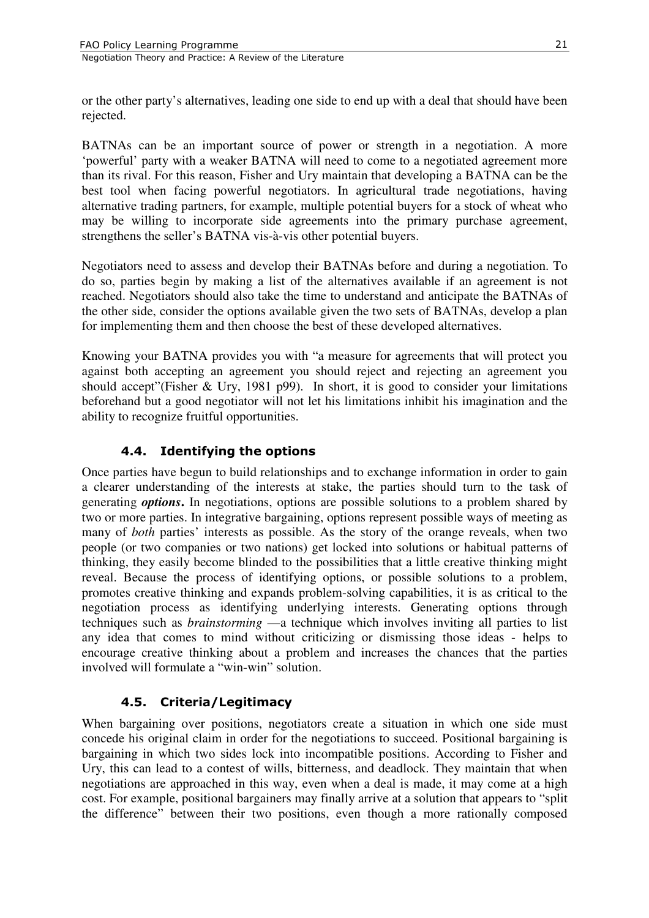or the other party's alternatives, leading one side to end up with a deal that should have been rejected.

BATNAs can be an important source of power or strength in a negotiation. A more 'powerful' party with a weaker BATNA will need to come to a negotiated agreement more than its rival. For this reason, Fisher and Ury maintain that developing a BATNA can be the best tool when facing powerful negotiators. In agricultural trade negotiations, having alternative trading partners, for example, multiple potential buyers for a stock of wheat who may be willing to incorporate side agreements into the primary purchase agreement, strengthens the seller's BATNA vis-à-vis other potential buyers.

Negotiators need to assess and develop their BATNAs before and during a negotiation. To do so, parties begin by making a list of the alternatives available if an agreement is not reached. Negotiators should also take the time to understand and anticipate the BATNAs of the other side, consider the options available given the two sets of BATNAs, develop a plan for implementing them and then choose the best of these developed alternatives.

Knowing your BATNA provides you with "a measure for agreements that will protect you against both accepting an agreement you should reject and rejecting an agreement you should accept"(Fisher & Ury, 1981 p99). In short, it is good to consider your limitations beforehand but a good negotiator will not let his limitations inhibit his imagination and the ability to recognize fruitful opportunities.

### 4.4. Identifying the options

Once parties have begun to build relationships and to exchange information in order to gain a clearer understanding of the interests at stake, the parties should turn to the task of generating ***options*****.** In negotiations, options are possible solutions to a problem shared by two or more parties. In integrative bargaining, options represent possible ways of meeting as many of *both* parties' interests as possible. As the story of the orange reveals, when two people (or two companies or two nations) get locked into solutions or habitual patterns of thinking, they easily become blinded to the possibilities that a little creative thinking might reveal. Because the process of identifying options, or possible solutions to a problem, promotes creative thinking and expands problem-solving capabilities, it is as critical to the negotiation process as identifying underlying interests. Generating options through techniques such as *brainstorming* —a technique which involves inviting all parties to list any idea that comes to mind without criticizing or dismissing those ideas - helps to encourage creative thinking about a problem and increases the chances that the parties involved will formulate a "win-win" solution.

### 4.5. Criteria/Legitimacy

When bargaining over positions, negotiators create a situation in which one side must concede his original claim in order for the negotiations to succeed. Positional bargaining is bargaining in which two sides lock into incompatible positions. According to Fisher and Ury, this can lead to a contest of wills, bitterness, and deadlock. They maintain that when negotiations are approached in this way, even when a deal is made, it may come at a high cost. For example, positional bargainers may finally arrive at a solution that appears to "split the difference" between their two positions, even though a more rationally composed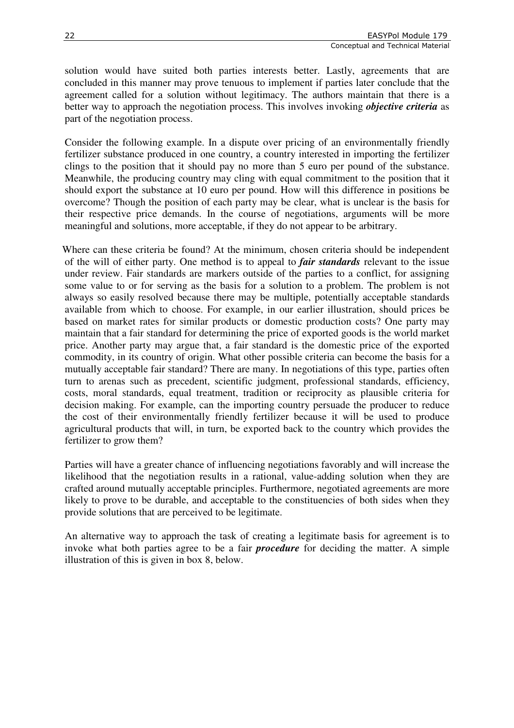solution would have suited both parties interests better. Lastly, agreements that are concluded in this manner may prove tenuous to implement if parties later conclude that the agreement called for a solution without legitimacy. The authors maintain that there is a better way to approach the negotiation process. This involves invoking ***objective criteria*** as part of the negotiation process.

Consider the following example. In a dispute over pricing of an environmentally friendly fertilizer substance produced in one country, a country interested in importing the fertilizer clings to the position that it should pay no more than 5 euro per pound of the substance. Meanwhile, the producing country may cling with equal commitment to the position that it should export the substance at 10 euro per pound. How will this difference in positions be overcome? Though the position of each party may be clear, what is unclear is the basis for their respective price demands. In the course of negotiations, arguments will be more meaningful and solutions, more acceptable, if they do not appear to be arbitrary.

Where can these criteria be found? At the minimum, chosen criteria should be independent of the will of either party. One method is to appeal to ***fair standards*** relevant to the issue under review. Fair standards are markers outside of the parties to a conflict, for assigning some value to or for serving as the basis for a solution to a problem. The problem is not always so easily resolved because there may be multiple, potentially acceptable standards available from which to choose. For example, in our earlier illustration, should prices be based on market rates for similar products or domestic production costs? One party may maintain that a fair standard for determining the price of exported goods is the world market price. Another party may argue that, a fair standard is the domestic price of the exported commodity, in its country of origin. What other possible criteria can become the basis for a mutually acceptable fair standard? There are many. In negotiations of this type, parties often turn to arenas such as precedent, scientific judgment, professional standards, efficiency, costs, moral standards, equal treatment, tradition or reciprocity as plausible criteria for decision making. For example, can the importing country persuade the producer to reduce the cost of their environmentally friendly fertilizer because it will be used to produce agricultural products that will, in turn, be exported back to the country which provides the fertilizer to grow them?

Parties will have a greater chance of influencing negotiations favorably and will increase the likelihood that the negotiation results in a rational, value-adding solution when they are crafted around mutually acceptable principles. Furthermore, negotiated agreements are more likely to prove to be durable, and acceptable to the constituencies of both sides when they provide solutions that are perceived to be legitimate.

An alternative way to approach the task of creating a legitimate basis for agreement is to invoke what both parties agree to be a fair ***procedure*** for deciding the matter. A simple illustration of this is given in box 8, below.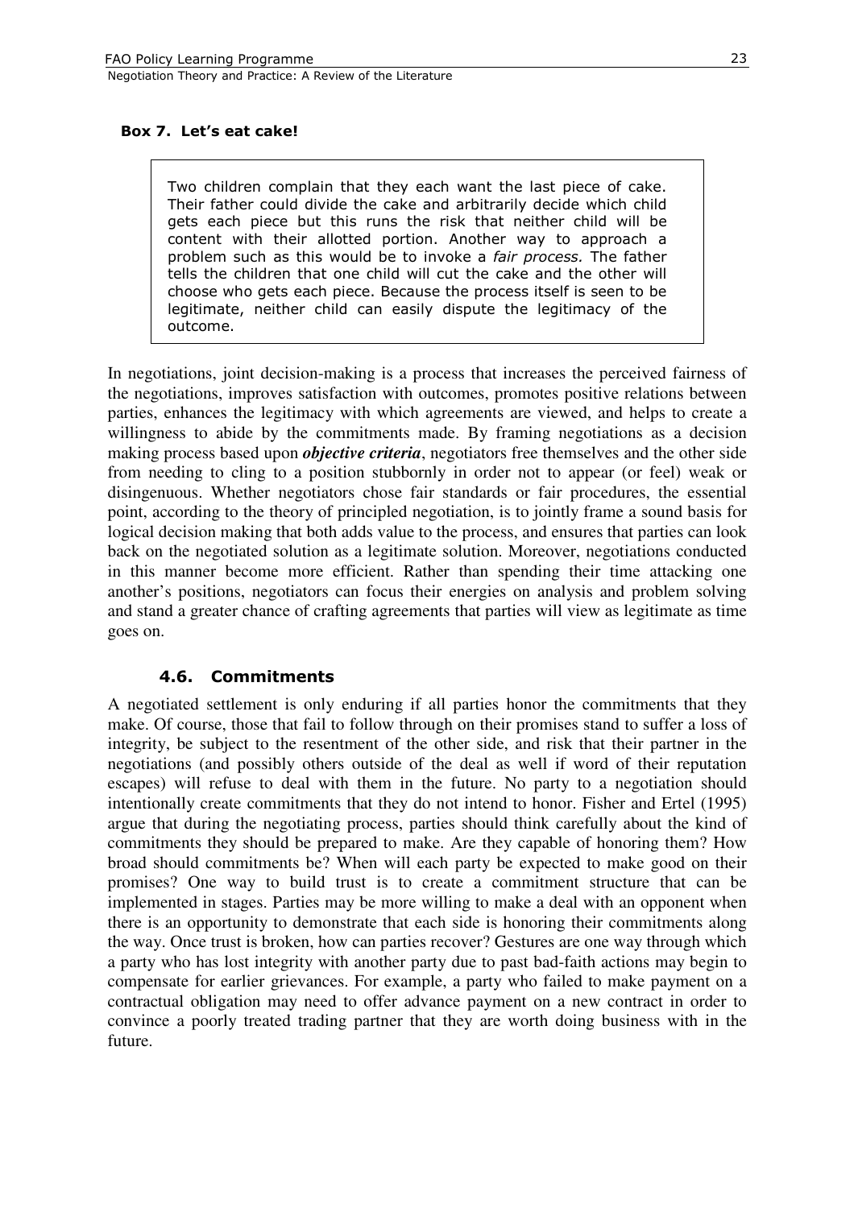**Box 7. Let's eat cake!**

> Two children complain that they each want the last piece of cake. Their father could divide the cake and arbitrarily decide which child gets each piece but this runs the risk that neither child will be content with their allotted portion. Another way to approach a problem such as this would be to invoke a *fair process*. The father tells the children that one child will cut the cake and the other will choose who gets each piece. Because the process itself is seen to be legitimate, neither child can easily dispute the legitimacy of the outcome.

In negotiations, joint decision-making is a process that increases the perceived fairness of the negotiations, improves satisfaction with outcomes, promotes positive relations between parties, enhances the legitimacy with which agreements are viewed, and helps to create a willingness to abide by the commitments made. By framing negotiations as a decision making process based upon ***objective criteria***, negotiators free themselves and the other side from needing to cling to a position stubbornly in order not to appear (or feel) weak or disingenuous. Whether negotiators chose fair standards or fair procedures, the essential point, according to the theory of principled negotiation, is to jointly frame a sound basis for logical decision making that both adds value to the process, and ensures that parties can look back on the negotiated solution as a legitimate solution. Moreover, negotiations conducted in this manner become more efficient. Rather than spending their time attacking one another's positions, negotiators can focus their energies on analysis and problem solving and stand a greater chance of crafting agreements that parties will view as legitimate as time goes on.

### 4.6. Commitments

A negotiated settlement is only enduring if all parties honor the commitments that they make. Of course, those that fail to follow through on their promises stand to suffer a loss of integrity, be subject to the resentment of the other side, and risk that their partner in the negotiations (and possibly others outside of the deal as well if word of their reputation escapes) will refuse to deal with them in the future. No party to a negotiation should intentionally create commitments that they do not intend to honor. Fisher and Ertel (1995) argue that during the negotiating process, parties should think carefully about the kind of commitments they should be prepared to make. Are they capable of honoring them? How broad should commitments be? When will each party be expected to make good on their promises? One way to build trust is to create a commitment structure that can be implemented in stages. Parties may be more willing to make a deal with an opponent when there is an opportunity to demonstrate that each side is honoring their commitments along the way. Once trust is broken, how can parties recover? Gestures are one way through which a party who has lost integrity with another party due to past bad-faith actions may begin to compensate for earlier grievances. For example, a party who failed to make payment on a contractual obligation may need to offer advance payment on a new contract in order to convince a poorly treated trading partner that they are worth doing business with in the future.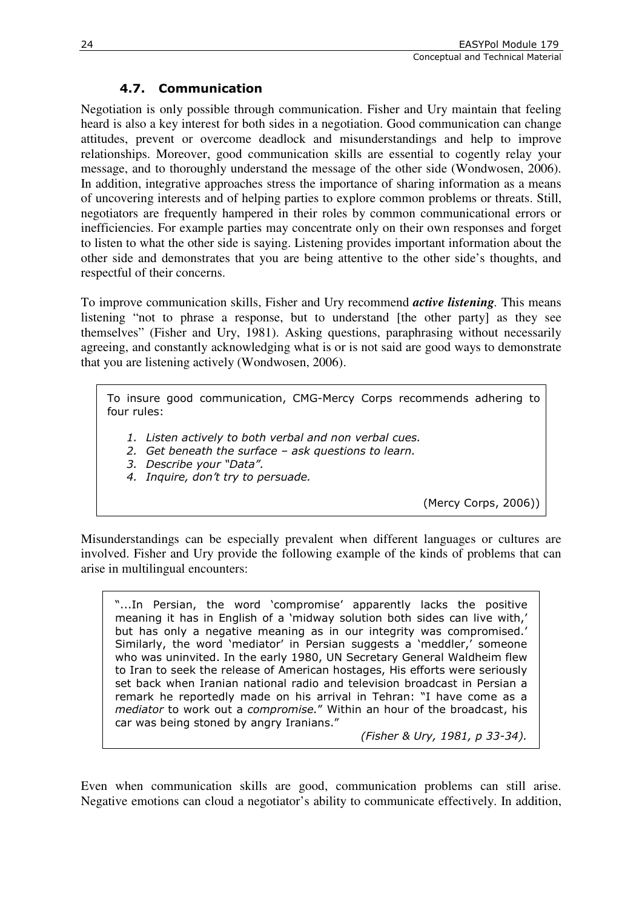### 4.7. Communication

Negotiation is only possible through communication. Fisher and Ury maintain that feeling heard is also a key interest for both sides in a negotiation. Good communication can change attitudes, prevent or overcome deadlock and misunderstandings and help to improve relationships. Moreover, good communication skills are essential to cogently relay your message, and to thoroughly understand the message of the other side (Wondwosen, 2006). In addition, integrative approaches stress the importance of sharing information as a means of uncovering interests and of helping parties to explore common problems or threats. Still, negotiators are frequently hampered in their roles by common communicational errors or inefficiencies. For example parties may concentrate only on their own responses and forget to listen to what the other side is saying. Listening provides important information about the other side and demonstrates that you are being attentive to the other side's thoughts, and respectful of their concerns.

To improve communication skills, Fisher and Ury recommend ***active listening***. This means listening "not to phrase a response, but to understand [the other party] as they see themselves" (Fisher and Ury, 1981). Asking questions, paraphrasing without necessarily agreeing, and constantly acknowledging what is or is not said are good ways to demonstrate that you are listening actively (Wondwosen, 2006).

> To insure good communication, CMG-Mercy Corps recommends adhering to four rules:
>
> 1. *Listen actively to both verbal and non verbal cues.*
> 2. *Get beneath the surface – ask questions to learn.*
> 3. *Describe your "Data".*
> 4. *Inquire, don't try to persuade.*
>
> (Mercy Corps, 2006))

Misunderstandings can be especially prevalent when different languages or cultures are involved. Fisher and Ury provide the following example of the kinds of problems that can arise in multilingual encounters:

> "...In Persian, the word 'compromise' apparently lacks the positive meaning it has in English of a 'midway solution both sides can live with,' but has only a negative meaning as in our integrity was compromised.' Similarly, the word 'mediator' in Persian suggests a 'meddler,' someone who was uninvited. In the early 1980, UN Secretary General Waldheim flew to Iran to seek the release of American hostages, His efforts were seriously set back when Iranian national radio and television broadcast in Persian a remark he reportedly made on his arrival in Tehran: "I have come as a *mediator* to work out a *compromise.*" Within an hour of the broadcast, his car was being stoned by angry Iranians."
>
> *(Fisher & Ury, 1981, p 33-34).*

Even when communication skills are good, communication problems can still arise. Negative emotions can cloud a negotiator's ability to communicate effectively. In addition,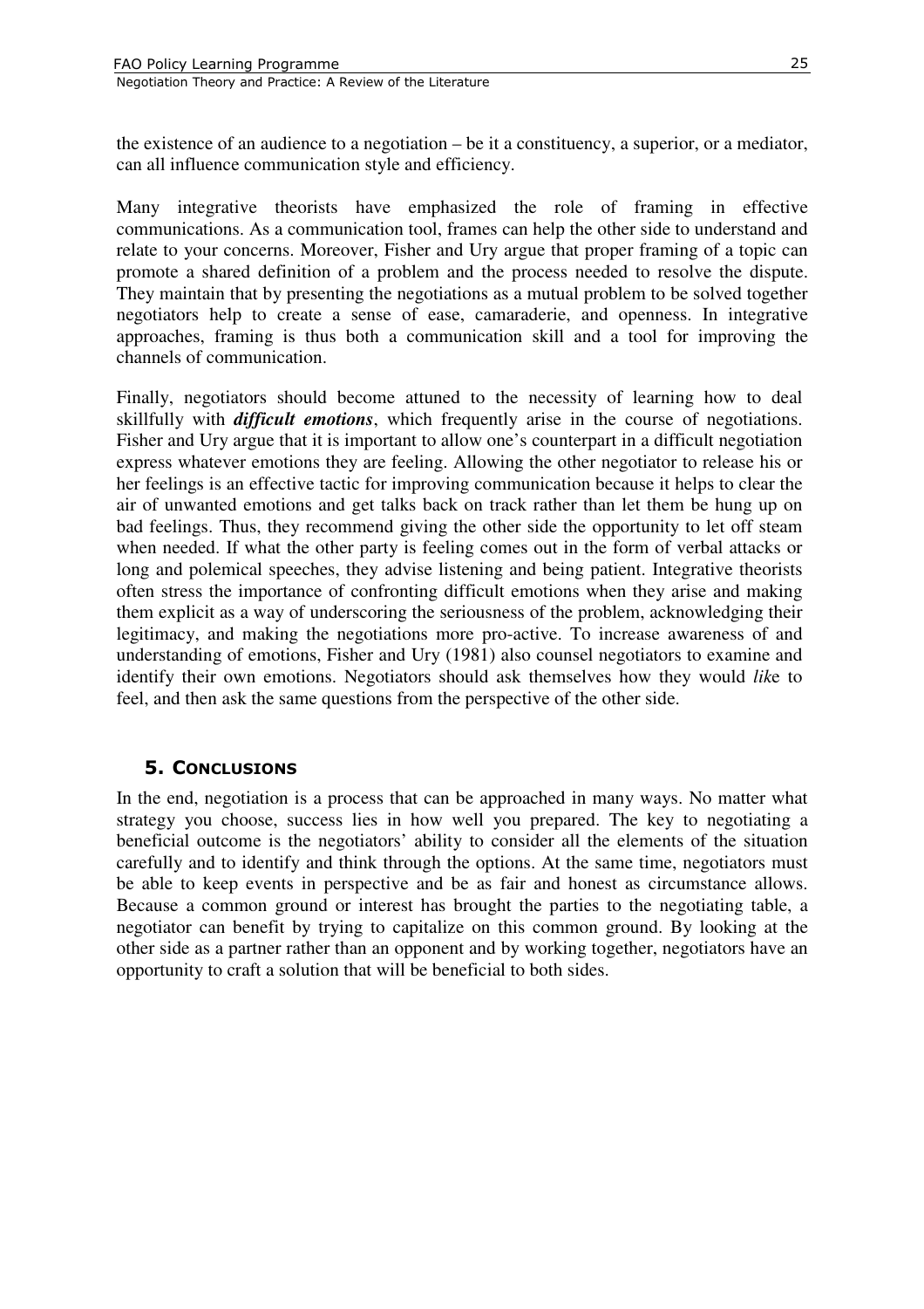the existence of an audience to a negotiation – be it a constituency, a superior, or a mediator, can all influence communication style and efficiency.

Many integrative theorists have emphasized the role of framing in effective communications. As a communication tool, frames can help the other side to understand and relate to your concerns. Moreover, Fisher and Ury argue that proper framing of a topic can promote a shared definition of a problem and the process needed to resolve the dispute. They maintain that by presenting the negotiations as a mutual problem to be solved together negotiators help to create a sense of ease, camaraderie, and openness. In integrative approaches, framing is thus both a communication skill and a tool for improving the channels of communication.

Finally, negotiators should become attuned to the necessity of learning how to deal skillfully with ***difficult emotions***, which frequently arise in the course of negotiations. Fisher and Ury argue that it is important to allow one's counterpart in a difficult negotiation express whatever emotions they are feeling. Allowing the other negotiator to release his or her feelings is an effective tactic for improving communication because it helps to clear the air of unwanted emotions and get talks back on track rather than let them be hung up on bad feelings. Thus, they recommend giving the other side the opportunity to let off steam when needed. If what the other party is feeling comes out in the form of verbal attacks or long and polemical speeches, they advise listening and being patient. Integrative theorists often stress the importance of confronting difficult emotions when they arise and making them explicit as a way of underscoring the seriousness of the problem, acknowledging their legitimacy, and making the negotiations more pro-active. To increase awareness of and understanding of emotions, Fisher and Ury (1981) also counsel negotiators to examine and identify their own emotions. Negotiators should ask themselves how they would *like* to feel, and then ask the same questions from the perspective of the other side.

## 5. Conclusions

In the end, negotiation is a process that can be approached in many ways. No matter what strategy you choose, success lies in how well you prepared. The key to negotiating a beneficial outcome is the negotiators' ability to consider all the elements of the situation carefully and to identify and think through the options. At the same time, negotiators must be able to keep events in perspective and be as fair and honest as circumstance allows. Because a common ground or interest has brought the parties to the negotiating table, a negotiator can benefit by trying to capitalize on this common ground. By looking at the other side as a partner rather than an opponent and by working together, negotiators have an opportunity to craft a solution that will be beneficial to both sides.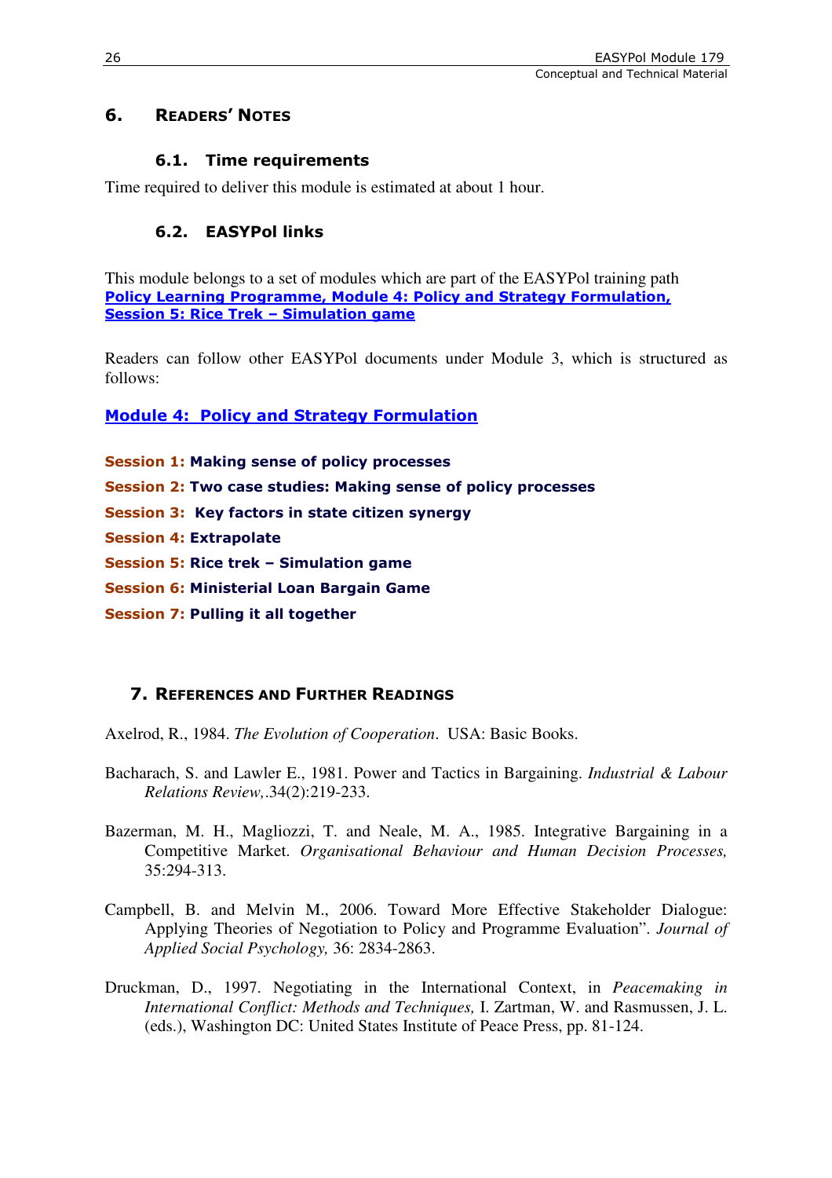# 6. READERS' NOTES

## 6.1. Time requirements

Time required to deliver this module is estimated at about 1 hour.

## 6.2. EASYPol links

This module belongs to a set of modules which are part of the EASYPol training path **Policy Learning Programme, Module 4: Policy and Strategy Formulation, Session 5: Rice Trek – Simulation game**

Readers can follow other EASYPol documents under Module 3, which is structured as follows:

**Module 4: Policy and Strategy Formulation**

**Session 1: Making sense of policy processes**

**Session 2: Two case studies: Making sense of policy processes**

**Session 3: Key factors in state citizen synergy**

**Session 4: Extrapolate**

**Session 5: Rice trek – Simulation game**

**Session 6: Ministerial Loan Bargain Game**

**Session 7: Pulling it all together**

# 7. REFERENCES AND FURTHER READINGS

Axelrod, R., 1984. *The Evolution of Cooperation*. USA: Basic Books.

Bacharach, S. and Lawler E., 1981. Power and Tactics in Bargaining. *Industrial & Labour Relations Review,*.34(2):219-233.

Bazerman, M. H., Magliozzi, T. and Neale, M. A., 1985. Integrative Bargaining in a Competitive Market. *Organisational Behaviour and Human Decision Processes,* 35:294-313.

Campbell, B. and Melvin M., 2006. Toward More Effective Stakeholder Dialogue: Applying Theories of Negotiation to Policy and Programme Evaluation". *Journal of Applied Social Psychology,* 36: 2834-2863.

Druckman, D., 1997. Negotiating in the International Context, in *Peacemaking in International Conflict: Methods and Techniques,* I. Zartman, W. and Rasmussen, J. L. (eds.), Washington DC: United States Institute of Peace Press, pp. 81-124.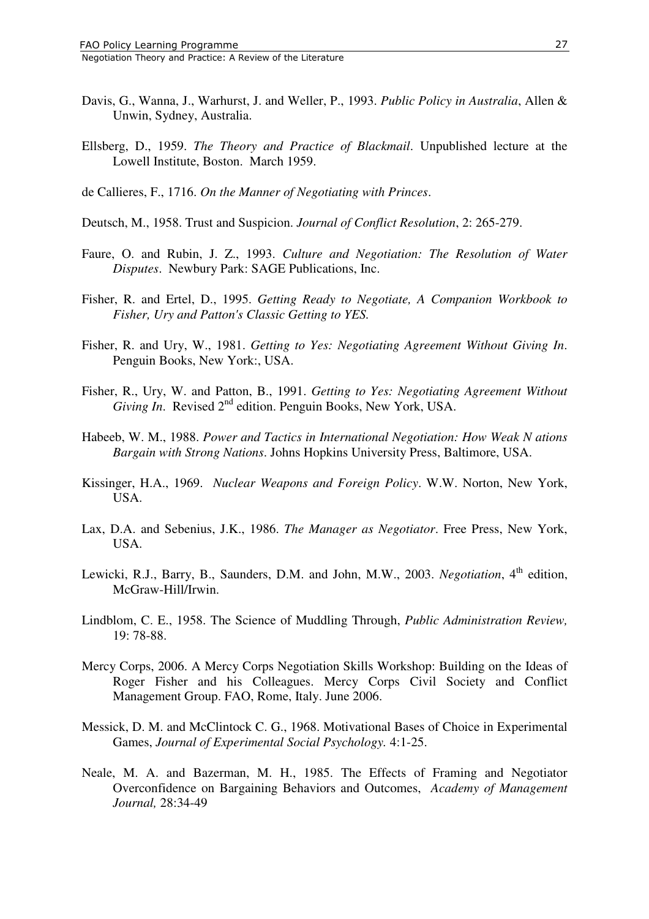Davis, G., Wanna, J., Warhurst, J. and Weller, P., 1993. *Public Policy in Australia*, Allen & Unwin, Sydney, Australia.

Ellsberg, D., 1959. *The Theory and Practice of Blackmail*. Unpublished lecture at the Lowell Institute, Boston. March 1959.

de Callieres, F., 1716. *On the Manner of Negotiating with Princes*.

Deutsch, M., 1958. Trust and Suspicion. *Journal of Conflict Resolution*, 2: 265-279.

Faure, O. and Rubin, J. Z., 1993. *Culture and Negotiation: The Resolution of Water Disputes*. Newbury Park: SAGE Publications, Inc.

Fisher, R. and Ertel, D., 1995. *Getting Ready to Negotiate, A Companion Workbook to Fisher, Ury and Patton's Classic Getting to YES.*

Fisher, R. and Ury, W., 1981. *Getting to Yes: Negotiating Agreement Without Giving In*. Penguin Books, New York:, USA.

Fisher, R., Ury, W. and Patton, B., 1991. *Getting to Yes: Negotiating Agreement Without Giving In*. Revised 2nd edition. Penguin Books, New York, USA.

Habeeb, W. M., 1988. *Power and Tactics in International Negotiation: How Weak N ations Bargain with Strong Nations*. Johns Hopkins University Press, Baltimore, USA.

Kissinger, H.A., 1969. *Nuclear Weapons and Foreign Policy*. W.W. Norton, New York, USA.

Lax, D.A. and Sebenius, J.K., 1986. *The Manager as Negotiator*. Free Press, New York, USA.

Lewicki, R.J., Barry, B., Saunders, D.M. and John, M.W., 2003. *Negotiation*, 4th edition, McGraw-Hill/Irwin.

Lindblom, C. E., 1958. The Science of Muddling Through, *Public Administration Review,* 19: 78-88.

Mercy Corps, 2006. A Mercy Corps Negotiation Skills Workshop: Building on the Ideas of Roger Fisher and his Colleagues. Mercy Corps Civil Society and Conflict Management Group. FAO, Rome, Italy. June 2006.

Messick, D. M. and McClintock C. G., 1968. Motivational Bases of Choice in Experimental Games, *Journal of Experimental Social Psychology.* 4:1-25.

Neale, M. A. and Bazerman, M. H., 1985. The Effects of Framing and Negotiator Overconfidence on Bargaining Behaviors and Outcomes, *Academy of Management Journal,* 28:34-49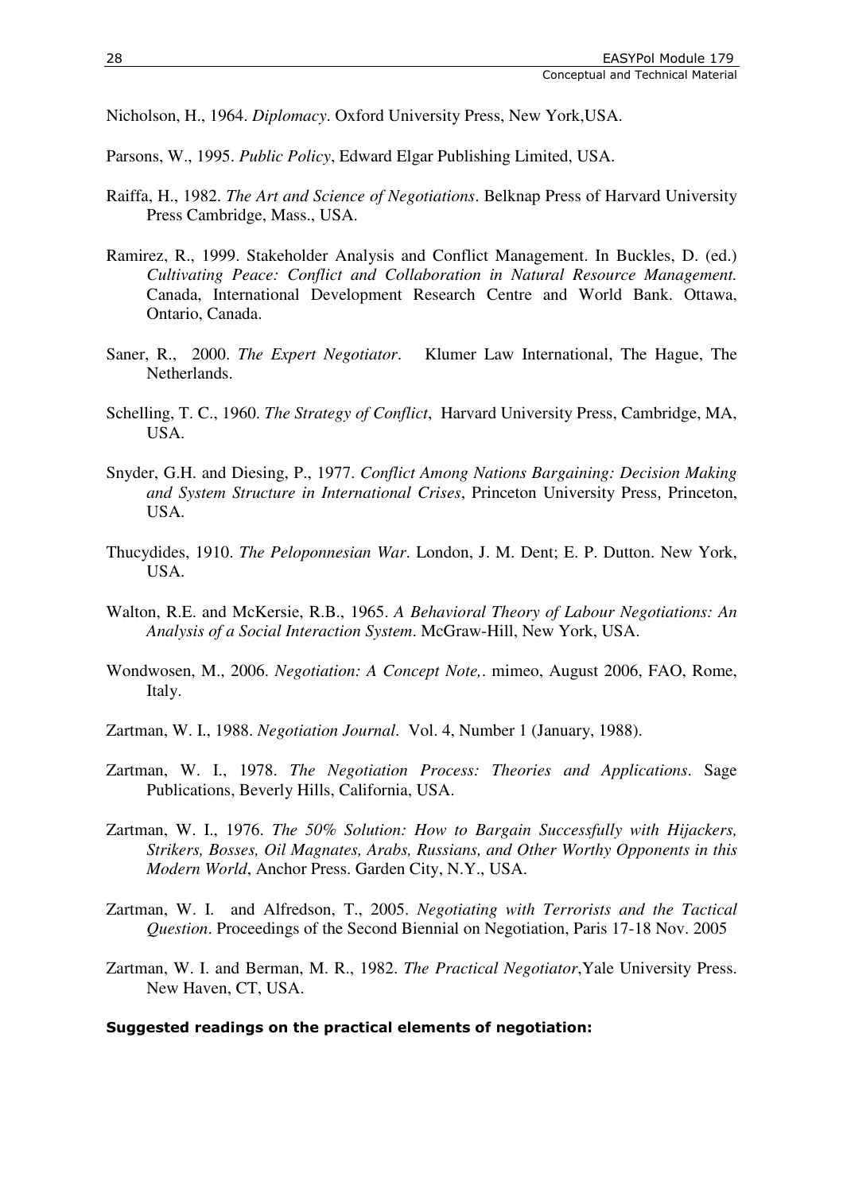Nicholson, H., 1964. *Diplomacy*. Oxford University Press, New York,USA.

Parsons, W., 1995. *Public Policy*, Edward Elgar Publishing Limited, USA.

Raiffa, H., 1982. *The Art and Science of Negotiations*. Belknap Press of Harvard University Press Cambridge, Mass., USA.

Ramirez, R., 1999. Stakeholder Analysis and Conflict Management. In Buckles, D. (ed.) *Cultivating Peace: Conflict and Collaboration in Natural Resource Management.* Canada, International Development Research Centre and World Bank. Ottawa, Ontario, Canada.

Saner, R., 2000. *The Expert Negotiator*. Klumer Law International, The Hague, The Netherlands.

Schelling, T. C., 1960. *The Strategy of Conflict*, Harvard University Press, Cambridge, MA, USA.

Snyder, G.H. and Diesing, P., 1977. *Conflict Among Nations Bargaining: Decision Making and System Structure in International Crises*, Princeton University Press, Princeton, USA.

Thucydides, 1910. *The Peloponnesian War*. London, J. M. Dent; E. P. Dutton. New York, USA.

Walton, R.E. and McKersie, R.B., 1965. *A Behavioral Theory of Labour Negotiations: An Analysis of a Social Interaction System*. McGraw-Hill, New York, USA.

Wondwosen, M., 2006. *Negotiation: A Concept Note,*. mimeo, August 2006, FAO, Rome, Italy.

Zartman, W. I., 1988. *Negotiation Journal*. Vol. 4, Number 1 (January, 1988).

Zartman, W. I., 1978. *The Negotiation Process: Theories and Applications*. Sage Publications, Beverly Hills, California, USA.

Zartman, W. I., 1976. *The 50% Solution: How to Bargain Successfully with Hijackers, Strikers, Bosses, Oil Magnates, Arabs, Russians, and Other Worthy Opponents in this Modern World*, Anchor Press. Garden City, N.Y., USA.

Zartman, W. I. and Alfredson, T., 2005. *Negotiating with Terrorists and the Tactical Question*. Proceedings of the Second Biennial on Negotiation, Paris 17-18 Nov. 2005

Zartman, W. I. and Berman, M. R., 1982. *The Practical Negotiator*,Yale University Press. New Haven, CT, USA.

**Suggested readings on the practical elements of negotiation:**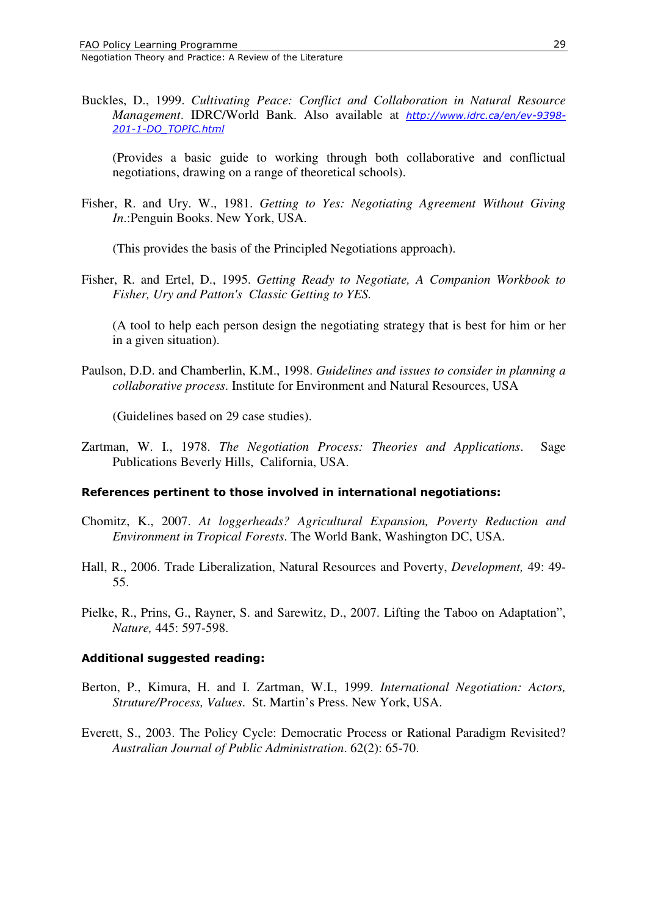Buckles, D., 1999. *Cultivating Peace: Conflict and Collaboration in Natural Resource Management*. IDRC/World Bank. Also available at http://www.idrc.ca/en/ev-9398-201-1-DO_TOPIC.html

(Provides a basic guide to working through both collaborative and conflictual negotiations, drawing on a range of theoretical schools).

Fisher, R. and Ury. W., 1981. *Getting to Yes: Negotiating Agreement Without Giving In.*:Penguin Books. New York, USA.

(This provides the basis of the Principled Negotiations approach).

Fisher, R. and Ertel, D., 1995. *Getting Ready to Negotiate, A Companion Workbook to Fisher, Ury and Patton's Classic Getting to YES.*

(A tool to help each person design the negotiating strategy that is best for him or her in a given situation).

Paulson, D.D. and Chamberlin, K.M., 1998. *Guidelines and issues to consider in planning a collaborative process*. Institute for Environment and Natural Resources, USA

(Guidelines based on 29 case studies).

Zartman, W. I., 1978. *The Negotiation Process: Theories and Applications*. Sage Publications Beverly Hills, California, USA.

**References pertinent to those involved in international negotiations:**

Chomitz, K., 2007. *At loggerheads? Agricultural Expansion, Poverty Reduction and Environment in Tropical Forests*. The World Bank, Washington DC, USA.

Hall, R., 2006. Trade Liberalization, Natural Resources and Poverty, *Development,* 49: 49-55.

Pielke, R., Prins, G., Rayner, S. and Sarewitz, D., 2007. Lifting the Taboo on Adaptation", *Nature,* 445: 597-598.

**Additional suggested reading:**

Berton, P., Kimura, H. and I. Zartman, W.I., 1999. *International Negotiation: Actors, Struture/Process, Values*. St. Martin's Press. New York, USA.

Everett, S., 2003. The Policy Cycle: Democratic Process or Rational Paradigm Revisited? *Australian Journal of Public Administration*. 62(2): 65-70.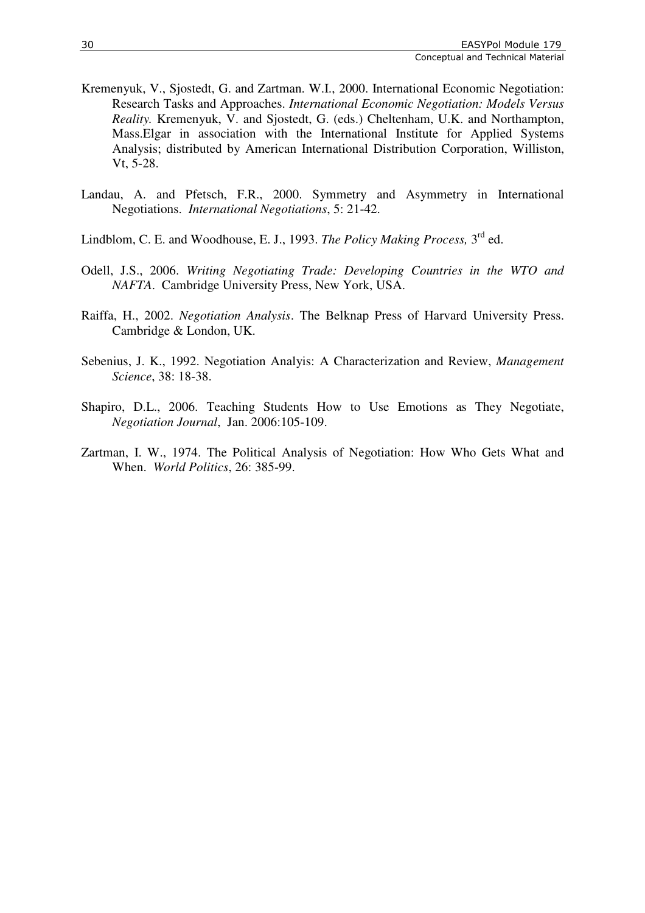Kremenyuk, V., Sjostedt, G. and Zartman. W.I., 2000. International Economic Negotiation: Research Tasks and Approaches. *International Economic Negotiation: Models Versus Reality.* Kremenyuk, V. and Sjostedt, G. (eds.) Cheltenham, U.K. and Northampton, Mass.Elgar in association with the International Institute for Applied Systems Analysis; distributed by American International Distribution Corporation, Williston, Vt, 5-28.

Landau, A. and Pfetsch, F.R., 2000. Symmetry and Asymmetry in International Negotiations. *International Negotiations*, 5: 21-42.

Lindblom, C. E. and Woodhouse, E. J., 1993. *The Policy Making Process,* 3rd ed.

Odell, J.S., 2006. *Writing Negotiating Trade: Developing Countries in the WTO and NAFTA*. Cambridge University Press, New York, USA.

Raiffa, H., 2002. *Negotiation Analysis*. The Belknap Press of Harvard University Press. Cambridge & London, UK.

Sebenius, J. K., 1992. Negotiation Analyis: A Characterization and Review, *Management Science*, 38: 18-38.

Shapiro, D.L., 2006. Teaching Students How to Use Emotions as They Negotiate, *Negotiation Journal*, Jan. 2006:105-109.

Zartman, I. W., 1974. The Political Analysis of Negotiation: How Who Gets What and When. *World Politics*, 26: 385-99.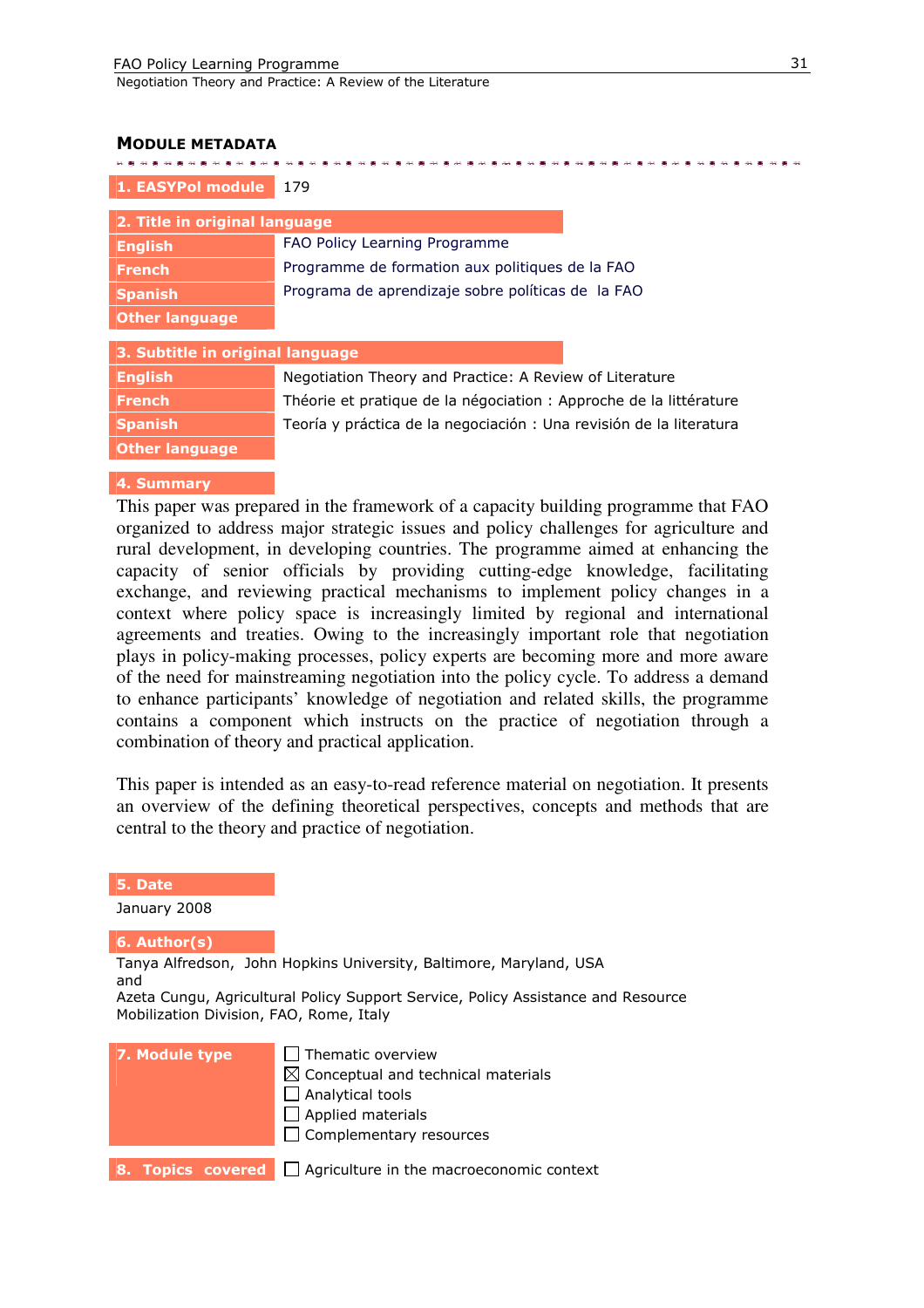## MODULE METADATA

| | |
|---|---|
| **1. EASYPol module** | 179 |

| **2. Title in original language** | |
|---|---|
| **English** | FAO Policy Learning Programme |
| **French** | Programme de formation aux politiques de la FAO |
| **Spanish** | Programa de aprendizaje sobre políticas de la FAO |
| **Other language** | |

| **3. Subtitle in original language** | |
|---|---|
| **English** | Negotiation Theory and Practice: A Review of Literature |
| **French** | Théorie et pratique de la négociation : Approche de la littérature |
| **Spanish** | Teoría y práctica de la negociación : Una revisión de la literatura |
| **Other language** | |

**4. Summary**

This paper was prepared in the framework of a capacity building programme that FAO organized to address major strategic issues and policy challenges for agriculture and rural development, in developing countries. The programme aimed at enhancing the capacity of senior officials by providing cutting-edge knowledge, facilitating exchange, and reviewing practical mechanisms to implement policy changes in a context where policy space is increasingly limited by regional and international agreements and treaties. Owing to the increasingly important role that negotiation plays in policy-making processes, policy experts are becoming more and more aware of the need for mainstreaming negotiation into the policy cycle. To address a demand to enhance participants' knowledge of negotiation and related skills, the programme contains a component which instructs on the practice of negotiation through a combination of theory and practical application.

This paper is intended as an easy-to-read reference material on negotiation. It presents an overview of the defining theoretical perspectives, concepts and methods that are central to the theory and practice of negotiation.

**5. Date**

January 2008

**6. Author(s)**

Tanya Alfredson, John Hopkins University, Baltimore, Maryland, USA
and
Azeta Cungu, Agricultural Policy Support Service, Policy Assistance and Resource Mobilization Division, FAO, Rome, Italy

| **7. Module type** | |
|---|---|
| | ☐ Thematic overview |
| | ☒ Conceptual and technical materials |
| | ☐ Analytical tools |
| | ☐ Applied materials |
| | ☐ Complementary resources |

| **8. Topics covered** | ☐ Agriculture in the macroeconomic context |
|---|---|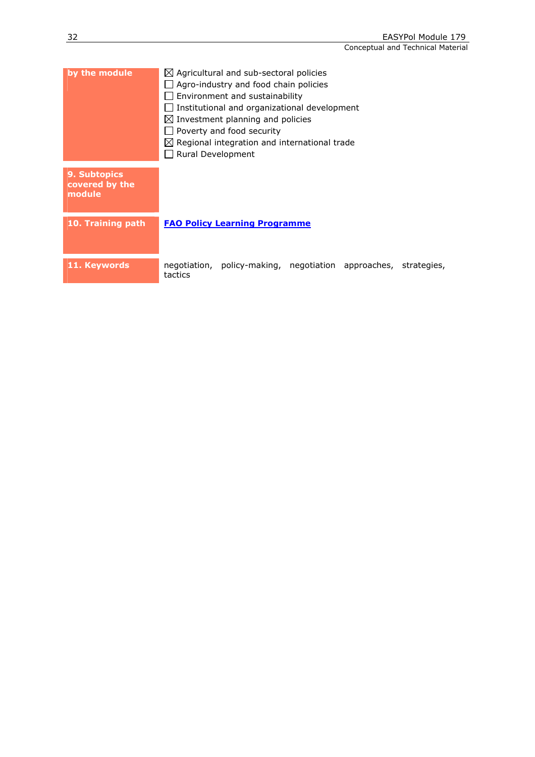| | |
|---|---|
| **by the module** | ☒ Agricultural and sub-sectoral policies<br>☐ Agro-industry and food chain policies<br>☐ Environment and sustainability<br>☐ Institutional and organizational development<br>☒ Investment planning and policies<br>☐ Poverty and food security<br>☒ Regional integration and international trade<br>☐ Rural Development |
| **9. Subtopics covered by the module** | |
| **10. Training path** | **FAO Policy Learning Programme** |
| **11. Keywords** | negotiation, policy-making, negotiation approaches, strategies, tactics |